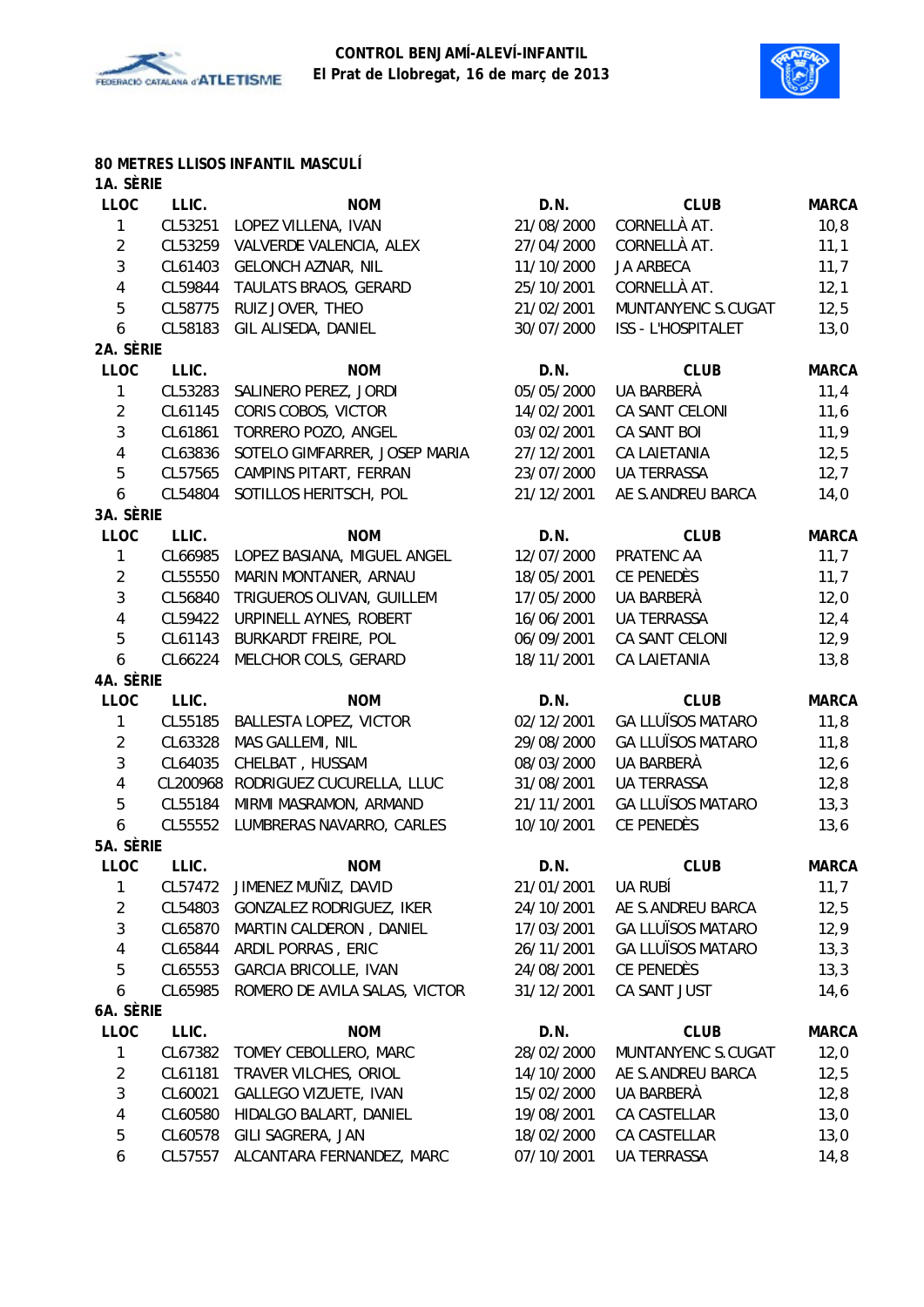# CONTROL BENJAMÍ-ALEVÍ-INFANTIL

**El Prat de Llobregat, 16 de març de 2013**

## 80 METRES LLISOS INFANTIL MASCULÍ

### 1A. SÈRIE

| LLOC | LLIC. | NOM | D.N. | CLUB | MARCA |
|---|---|---|---|---|---|
| 1 | CL53251 | LOPEZ VILLENA, IVAN | 21/08/2000 | CORNELLÀ AT. | 10,8 |
| 2 | CL53259 | VALVERDE VALENCIA, ALEX | 27/04/2000 | CORNELLÀ AT. | 11,1 |
| 3 | CL61403 | GELONCH AZNAR, NIL | 11/10/2000 | JA ARBECA | 11,7 |
| 4 | CL59844 | TAULATS BRAOS, GERARD | 25/10/2001 | CORNELLÀ AT. | 12,1 |
| 5 | CL58775 | RUIZ JOVER, THEO | 21/02/2001 | MUNTANYENC S.CUGAT | 12,5 |
| 6 | CL58183 | GIL ALISEDA, DANIEL | 30/07/2000 | ISS - L'HOSPITALET | 13,0 |

### 2A. SÈRIE

| LLOC | LLIC. | NOM | D.N. | CLUB | MARCA |
|---|---|---|---|---|---|
| 1 | CL53283 | SALINERO PEREZ, JORDI | 05/05/2000 | UA BARBERÀ | 11,4 |
| 2 | CL61145 | CORIS COBOS, VICTOR | 14/02/2001 | CA SANT CELONI | 11,6 |
| 3 | CL61861 | TORRERO POZO, ANGEL | 03/02/2001 | CA SANT BOI | 11,9 |
| 4 | CL63836 | SOTELO GIMFARRER, JOSEP MARIA | 27/12/2001 | CA LAIETANIA | 12,5 |
| 5 | CL57565 | CAMPINS PITART, FERRAN | 23/07/2000 | UA TERRASSA | 12,7 |
| 6 | CL54804 | SOTILLOS HERITSCH, POL | 21/12/2001 | AE S.ANDREU BARCA | 14,0 |

### 3A. SÈRIE

| LLOC | LLIC. | NOM | D.N. | CLUB | MARCA |
|---|---|---|---|---|---|
| 1 | CL66985 | LOPEZ BASIANA, MIGUEL ANGEL | 12/07/2000 | PRATENC AA | 11,7 |
| 2 | CL55550 | MARIN MONTANER, ARNAU | 18/05/2001 | CE PENEDÈS | 11,7 |
| 3 | CL56840 | TRIGUEROS OLIVAN, GUILLEM | 17/05/2000 | UA BARBERÀ | 12,0 |
| 4 | CL59422 | URPINELL AYNES, ROBERT | 16/06/2001 | UA TERRASSA | 12,4 |
| 5 | CL61143 | BURKARDT FREIRE, POL | 06/09/2001 | CA SANT CELONI | 12,9 |
| 6 | CL66224 | MELCHOR COLS, GERARD | 18/11/2001 | CA LAIETANIA | 13,8 |

### 4A. SÈRIE

| LLOC | LLIC. | NOM | D.N. | CLUB | MARCA |
|---|---|---|---|---|---|
| 1 | CL55185 | BALLESTA LOPEZ, VICTOR | 02/12/2001 | GA LLUÏSOS MATARO | 11,8 |
| 2 | CL63328 | MAS GALLEMI, NIL | 29/08/2000 | GA LLUÏSOS MATARO | 11,8 |
| 3 | CL64035 | CHELBAT , HUSSAM | 08/03/2000 | UA BARBERÀ | 12,6 |
| 4 | CL200968 | RODRIGUEZ CUCURELLA, LLUC | 31/08/2001 | UA TERRASSA | 12,8 |
| 5 | CL55184 | MIRMI MASRAMON, ARMAND | 21/11/2001 | GA LLUÏSOS MATARO | 13,3 |
| 6 | CL55552 | LUMBRERAS NAVARRO, CARLES | 10/10/2001 | CE PENEDÈS | 13,6 |

### 5A. SÈRIE

| LLOC | LLIC. | NOM | D.N. | CLUB | MARCA |
|---|---|---|---|---|---|
| 1 | CL57472 | JIMENEZ MUÑIZ, DAVID | 21/01/2001 | UA RUBÍ | 11,7 |
| 2 | CL54803 | GONZALEZ RODRIGUEZ, IKER | 24/10/2001 | AE S.ANDREU BARCA | 12,5 |
| 3 | CL65870 | MARTIN CALDERON , DANIEL | 17/03/2001 | GA LLUÏSOS MATARO | 12,9 |
| 4 | CL65844 | ARDIL PORRAS , ERIC | 26/11/2001 | GA LLUÏSOS MATARO | 13,3 |
| 5 | CL65553 | GARCIA BRICOLLE, IVAN | 24/08/2001 | CE PENEDÈS | 13,3 |
| 6 | CL65985 | ROMERO DE AVILA SALAS, VICTOR | 31/12/2001 | CA SANT JUST | 14,6 |

### 6A. SÈRIE

| LLOC | LLIC. | NOM | D.N. | CLUB | MARCA |
|---|---|---|---|---|---|
| 1 | CL67382 | TOMEY CEBOLLERO, MARC | 28/02/2000 | MUNTANYENC S.CUGAT | 12,0 |
| 2 | CL61181 | TRAVER VILCHES, ORIOL | 14/10/2000 | AE S.ANDREU BARCA | 12,5 |
| 3 | CL60021 | GALLEGO VIZUETE, IVAN | 15/02/2000 | UA BARBERÀ | 12,8 |
| 4 | CL60580 | HIDALGO BALART, DANIEL | 19/08/2001 | CA CASTELLAR | 13,0 |
| 5 | CL60578 | GILI SAGRERA, JAN | 18/02/2000 | CA CASTELLAR | 13,0 |
| 6 | CL57557 | ALCANTARA FERNANDEZ, MARC | 07/10/2001 | UA TERRASSA | 14,8 |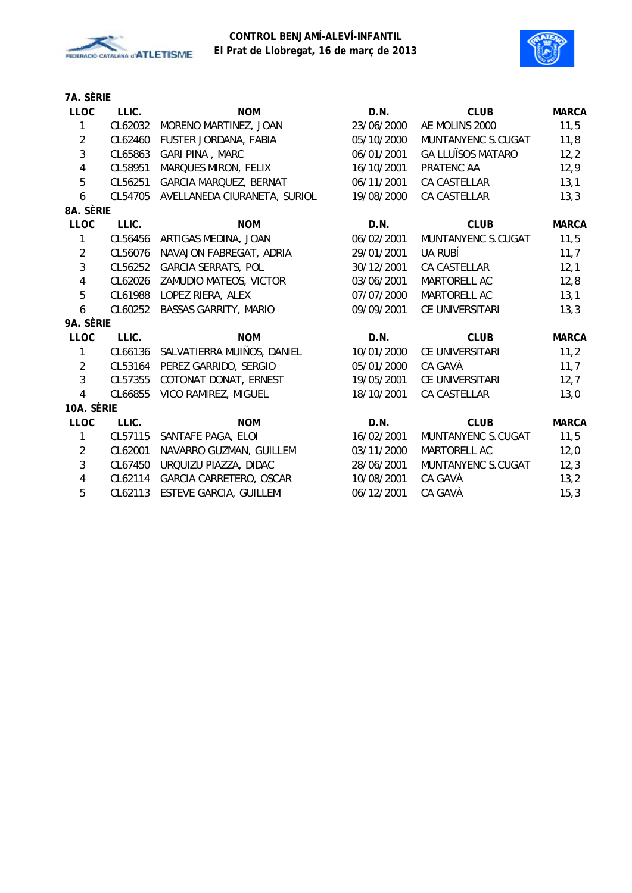**CONTROL BENJAMÍ-ALEVÍ-INFANTIL**
**El Prat de Llobregat, 16 de març de 2013**

### 7A. SÈRIE

| LLOC | LLIC. | NOM | D.N. | CLUB | MARCA |
|---|---|---|---|---|---|
| 1 | CL62032 | MORENO MARTINEZ, JOAN | 23/06/2000 | AE MOLINS 2000 | 11,5 |
| 2 | CL62460 | FUSTER JORDANA, FABIA | 05/10/2000 | MUNTANYENC S.CUGAT | 11,8 |
| 3 | CL65863 | GARI PINA , MARC | 06/01/2001 | GA LLUÏSOS MATARO | 12,2 |
| 4 | CL58951 | MARQUES MIRON, FELIX | 16/10/2001 | PRATENC AA | 12,9 |
| 5 | CL56251 | GARCIA MARQUEZ, BERNAT | 06/11/2001 | CA CASTELLAR | 13,1 |
| 6 | CL54705 | AVELLANEDA CIURANETA, SURIOL | 19/08/2000 | CA CASTELLAR | 13,3 |

### 8A. SÈRIE

| LLOC | LLIC. | NOM | D.N. | CLUB | MARCA |
|---|---|---|---|---|---|
| 1 | CL56456 | ARTIGAS MEDINA, JOAN | 06/02/2001 | MUNTANYENC S.CUGAT | 11,5 |
| 2 | CL56076 | NAVAJON FABREGAT, ADRIA | 29/01/2001 | UA RUBÍ | 11,7 |
| 3 | CL56252 | GARCIA SERRATS, POL | 30/12/2001 | CA CASTELLAR | 12,1 |
| 4 | CL62026 | ZAMUDIO MATEOS, VICTOR | 03/06/2001 | MARTORELL AC | 12,8 |
| 5 | CL61988 | LOPEZ RIERA, ALEX | 07/07/2000 | MARTORELL AC | 13,1 |
| 6 | CL60252 | BASSAS GARRITY, MARIO | 09/09/2001 | CE UNIVERSITARI | 13,3 |

### 9A. SÈRIE

| LLOC | LLIC. | NOM | D.N. | CLUB | MARCA |
|---|---|---|---|---|---|
| 1 | CL66136 | SALVATIERRA MUIÑOS, DANIEL | 10/01/2000 | CE UNIVERSITARI | 11,2 |
| 2 | CL53164 | PEREZ GARRIDO, SERGIO | 05/01/2000 | CA GAVÀ | 11,7 |
| 3 | CL57355 | COTONAT DONAT, ERNEST | 19/05/2001 | CE UNIVERSITARI | 12,7 |
| 4 | CL66855 | VICO RAMIREZ, MIGUEL | 18/10/2001 | CA CASTELLAR | 13,0 |

### 10A. SÈRIE

| LLOC | LLIC. | NOM | D.N. | CLUB | MARCA |
|---|---|---|---|---|---|
| 1 | CL57115 | SANTAFE PAGA, ELOI | 16/02/2001 | MUNTANYENC S.CUGAT | 11,5 |
| 2 | CL62001 | NAVARRO GUZMAN, GUILLEM | 03/11/2000 | MARTORELL AC | 12,0 |
| 3 | CL67450 | URQUIZU PIAZZA, DIDAC | 28/06/2001 | MUNTANYENC S.CUGAT | 12,3 |
| 4 | CL62114 | GARCIA CARRETERO, OSCAR | 10/08/2001 | CA GAVÀ | 13,2 |
| 5 | CL62113 | ESTEVE GARCIA, GUILLEM | 06/12/2001 | CA GAVÀ | 15,3 |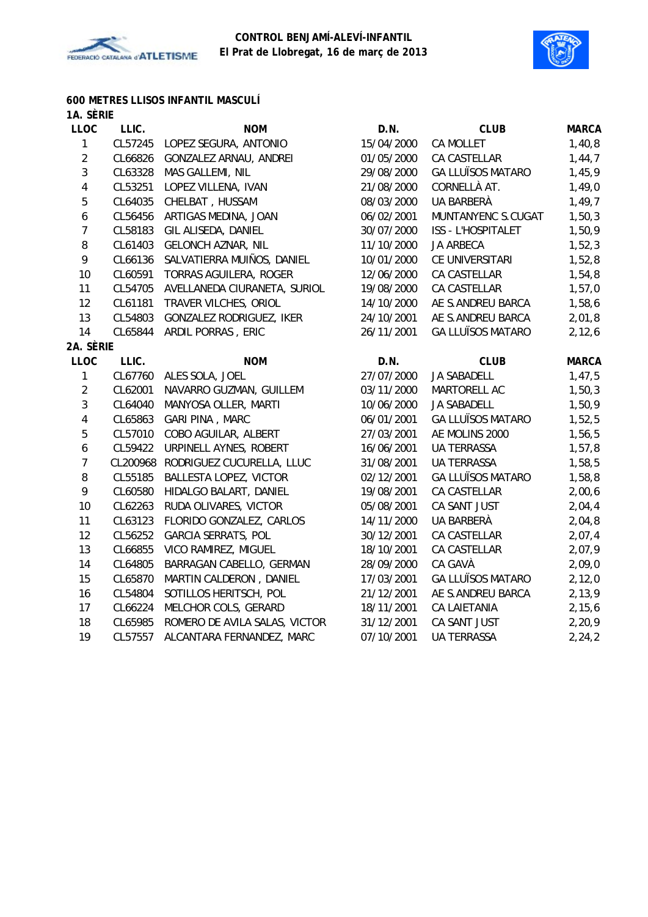**CONTROL BENJAMÍ-ALEVÍ-INFANTIL**
**El Prat de Llobregat, 16 de març de 2013**

## 600 METRES LLISOS INFANTIL MASCULÍ

### 1A. SÈRIE

| LLOC | LLIC. | NOM | D.N. | CLUB | MARCA |
|---|---|---|---|---|---|
| 1 | CL57245 | LOPEZ SEGURA, ANTONIO | 15/04/2000 | CA MOLLET | 1,40,8 |
| 2 | CL66826 | GONZALEZ ARNAU, ANDREI | 01/05/2000 | CA CASTELLAR | 1,44,7 |
| 3 | CL63328 | MAS GALLEMI, NIL | 29/08/2000 | GA LLUÏSOS MATARO | 1,45,9 |
| 4 | CL53251 | LOPEZ VILLENA, IVAN | 21/08/2000 | CORNELLÀ AT. | 1,49,0 |
| 5 | CL64035 | CHELBAT , HUSSAM | 08/03/2000 | UA BARBERÀ | 1,49,7 |
| 6 | CL56456 | ARTIGAS MEDINA, JOAN | 06/02/2001 | MUNTANYENC S.CUGAT | 1,50,3 |
| 7 | CL58183 | GIL ALISEDA, DANIEL | 30/07/2000 | ISS - L'HOSPITALET | 1,50,9 |
| 8 | CL61403 | GELONCH AZNAR, NIL | 11/10/2000 | JA ARBECA | 1,52,3 |
| 9 | CL66136 | SALVATIERRA MUIÑOS, DANIEL | 10/01/2000 | CE UNIVERSITARI | 1,52,8 |
| 10 | CL60591 | TORRAS AGUILERA, ROGER | 12/06/2000 | CA CASTELLAR | 1,54,8 |
| 11 | CL54705 | AVELLANEDA CIURANETA, SURIOL | 19/08/2000 | CA CASTELLAR | 1,57,0 |
| 12 | CL61181 | TRAVER VILCHES, ORIOL | 14/10/2000 | AE S.ANDREU BARCA | 1,58,6 |
| 13 | CL54803 | GONZALEZ RODRIGUEZ, IKER | 24/10/2001 | AE S.ANDREU BARCA | 2,01,8 |
| 14 | CL65844 | ARDIL PORRAS , ERIC | 26/11/2001 | GA LLUÏSOS MATARO | 2,12,6 |

### 2A. SÈRIE

| LLOC | LLIC. | NOM | D.N. | CLUB | MARCA |
|---|---|---|---|---|---|
| 1 | CL67760 | ALES SOLA, JOEL | 27/07/2000 | JA SABADELL | 1,47,5 |
| 2 | CL62001 | NAVARRO GUZMAN, GUILLEM | 03/11/2000 | MARTORELL AC | 1,50,3 |
| 3 | CL64040 | MANYOSA OLLER, MARTI | 10/06/2000 | JA SABADELL | 1,50,9 |
| 4 | CL65863 | GARI PINA , MARC | 06/01/2001 | GA LLUÏSOS MATARO | 1,52,5 |
| 5 | CL57010 | COBO AGUILAR, ALBERT | 27/03/2001 | AE MOLINS 2000 | 1,56,5 |
| 6 | CL59422 | URPINELL AYNES, ROBERT | 16/06/2001 | UA TERRASSA | 1,57,8 |
| 7 | CL200968 | RODRIGUEZ CUCURELLA, LLUC | 31/08/2001 | UA TERRASSA | 1,58,5 |
| 8 | CL55185 | BALLESTA LOPEZ, VICTOR | 02/12/2001 | GA LLUÏSOS MATARO | 1,58,8 |
| 9 | CL60580 | HIDALGO BALART, DANIEL | 19/08/2001 | CA CASTELLAR | 2,00,6 |
| 10 | CL62263 | RUDA OLIVARES, VICTOR | 05/08/2001 | CA SANT JUST | 2,04,4 |
| 11 | CL63123 | FLORIDO GONZALEZ, CARLOS | 14/11/2000 | UA BARBERÀ | 2,04,8 |
| 12 | CL56252 | GARCIA SERRATS, POL | 30/12/2001 | CA CASTELLAR | 2,07,4 |
| 13 | CL66855 | VICO RAMIREZ, MIGUEL | 18/10/2001 | CA CASTELLAR | 2,07,9 |
| 14 | CL64805 | BARRAGAN CABELLO, GERMAN | 28/09/2000 | CA GAVÀ | 2,09,0 |
| 15 | CL65870 | MARTIN CALDERON , DANIEL | 17/03/2001 | GA LLUÏSOS MATARO | 2,12,0 |
| 16 | CL54804 | SOTILLOS HERITSCH, POL | 21/12/2001 | AE S.ANDREU BARCA | 2,13,9 |
| 17 | CL66224 | MELCHOR COLS, GERARD | 18/11/2001 | CA LAIETANIA | 2,15,6 |
| 18 | CL65985 | ROMERO DE AVILA SALAS, VICTOR | 31/12/2001 | CA SANT JUST | 2,20,9 |
| 19 | CL57557 | ALCANTARA FERNANDEZ, MARC | 07/10/2001 | UA TERRASSA | 2,24,2 |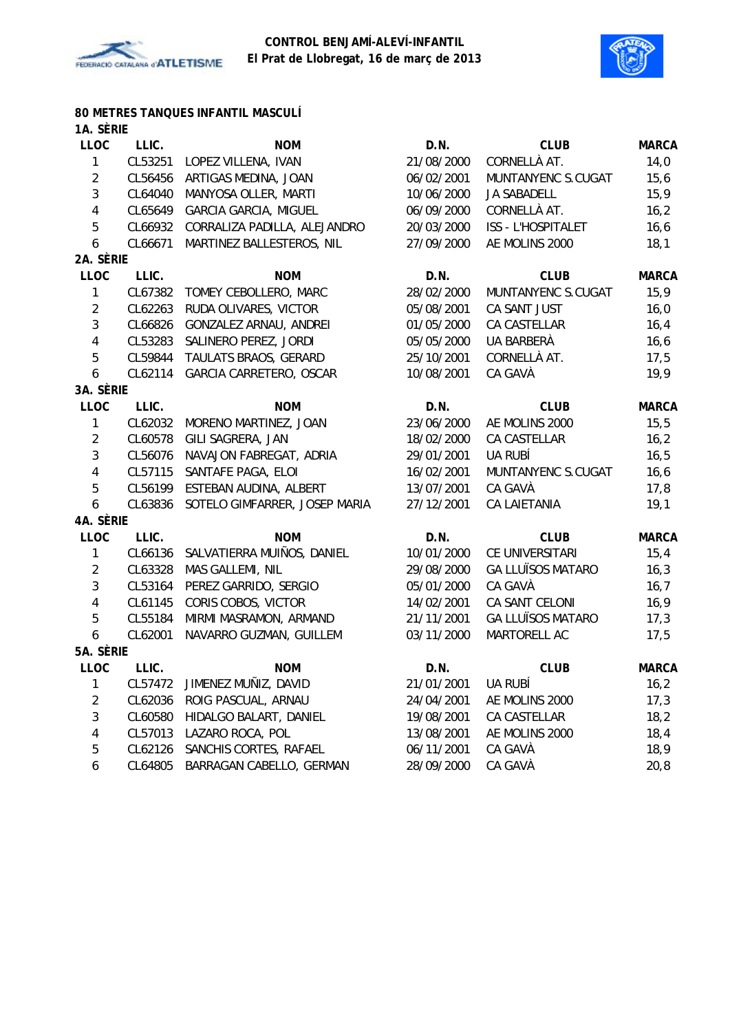**CONTROL BENJAMÍ-ALEVÍ-INFANTIL**
**El Prat de Llobregat, 16 de març de 2013**

## 80 METRES TANQUES INFANTIL MASCULÍ

### 1A. SÈRIE

| LLOC | LLIC. | NOM | D.N. | CLUB | MARCA |
|---|---|---|---|---|---|
| 1 | CL53251 | LOPEZ VILLENA, IVAN | 21/08/2000 | CORNELLÀ AT. | 14,0 |
| 2 | CL56456 | ARTIGAS MEDINA, JOAN | 06/02/2001 | MUNTANYENC S.CUGAT | 15,6 |
| 3 | CL64040 | MANYOSA OLLER, MARTI | 10/06/2000 | JA SABADELL | 15,9 |
| 4 | CL65649 | GARCIA GARCIA, MIGUEL | 06/09/2000 | CORNELLÀ AT. | 16,2 |
| 5 | CL66932 | CORRALIZA PADILLA, ALEJANDRO | 20/03/2000 | ISS - L'HOSPITALET | 16,6 |
| 6 | CL66671 | MARTINEZ BALLESTEROS, NIL | 27/09/2000 | AE MOLINS 2000 | 18,1 |

### 2A. SÈRIE

| LLOC | LLIC. | NOM | D.N. | CLUB | MARCA |
|---|---|---|---|---|---|
| 1 | CL67382 | TOMEY CEBOLLERO, MARC | 28/02/2000 | MUNTANYENC S.CUGAT | 15,9 |
| 2 | CL62263 | RUDA OLIVARES, VICTOR | 05/08/2001 | CA SANT JUST | 16,0 |
| 3 | CL66826 | GONZALEZ ARNAU, ANDREI | 01/05/2000 | CA CASTELLAR | 16,4 |
| 4 | CL53283 | SALINERO PEREZ, JORDI | 05/05/2000 | UA BARBERÀ | 16,6 |
| 5 | CL59844 | TAULATS BRAOS, GERARD | 25/10/2001 | CORNELLÀ AT. | 17,5 |
| 6 | CL62114 | GARCIA CARRETERO, OSCAR | 10/08/2001 | CA GAVÀ | 19,9 |

### 3A. SÈRIE

| LLOC | LLIC. | NOM | D.N. | CLUB | MARCA |
|---|---|---|---|---|---|
| 1 | CL62032 | MORENO MARTINEZ, JOAN | 23/06/2000 | AE MOLINS 2000 | 15,5 |
| 2 | CL60578 | GILI SAGRERA, JAN | 18/02/2000 | CA CASTELLAR | 16,2 |
| 3 | CL56076 | NAVAJON FABREGAT, ADRIA | 29/01/2001 | UA RUBÍ | 16,5 |
| 4 | CL57115 | SANTAFE PAGA, ELOI | 16/02/2001 | MUNTANYENC S.CUGAT | 16,6 |
| 5 | CL56199 | ESTEBAN AUDINA, ALBERT | 13/07/2001 | CA GAVÀ | 17,8 |
| 6 | CL63836 | SOTELO GIMFARRER, JOSEP MARIA | 27/12/2001 | CA LAIETANIA | 19,1 |

### 4A. SÈRIE

| LLOC | LLIC. | NOM | D.N. | CLUB | MARCA |
|---|---|---|---|---|---|
| 1 | CL66136 | SALVATIERRA MUIÑOS, DANIEL | 10/01/2000 | CE UNIVERSITARI | 15,4 |
| 2 | CL63328 | MAS GALLEMI, NIL | 29/08/2000 | GA LLUÏSOS MATARO | 16,3 |
| 3 | CL53164 | PEREZ GARRIDO, SERGIO | 05/01/2000 | CA GAVÀ | 16,7 |
| 4 | CL61145 | CORIS COBOS, VICTOR | 14/02/2001 | CA SANT CELONI | 16,9 |
| 5 | CL55184 | MIRMI MASRAMON, ARMAND | 21/11/2001 | GA LLUÏSOS MATARO | 17,3 |
| 6 | CL62001 | NAVARRO GUZMAN, GUILLEM | 03/11/2000 | MARTORELL AC | 17,5 |

### 5A. SÈRIE

| LLOC | LLIC. | NOM | D.N. | CLUB | MARCA |
|---|---|---|---|---|---|
| 1 | CL57472 | JIMENEZ MUÑIZ, DAVID | 21/01/2001 | UA RUBÍ | 16,2 |
| 2 | CL62036 | ROIG PASCUAL, ARNAU | 24/04/2001 | AE MOLINS 2000 | 17,3 |
| 3 | CL60580 | HIDALGO BALART, DANIEL | 19/08/2001 | CA CASTELLAR | 18,2 |
| 4 | CL57013 | LAZARO ROCA, POL | 13/08/2001 | AE MOLINS 2000 | 18,4 |
| 5 | CL62126 | SANCHIS CORTES, RAFAEL | 06/11/2001 | CA GAVÀ | 18,9 |
| 6 | CL64805 | BARRAGAN CABELLO, GERMAN | 28/09/2000 | CA GAVÀ | 20,8 |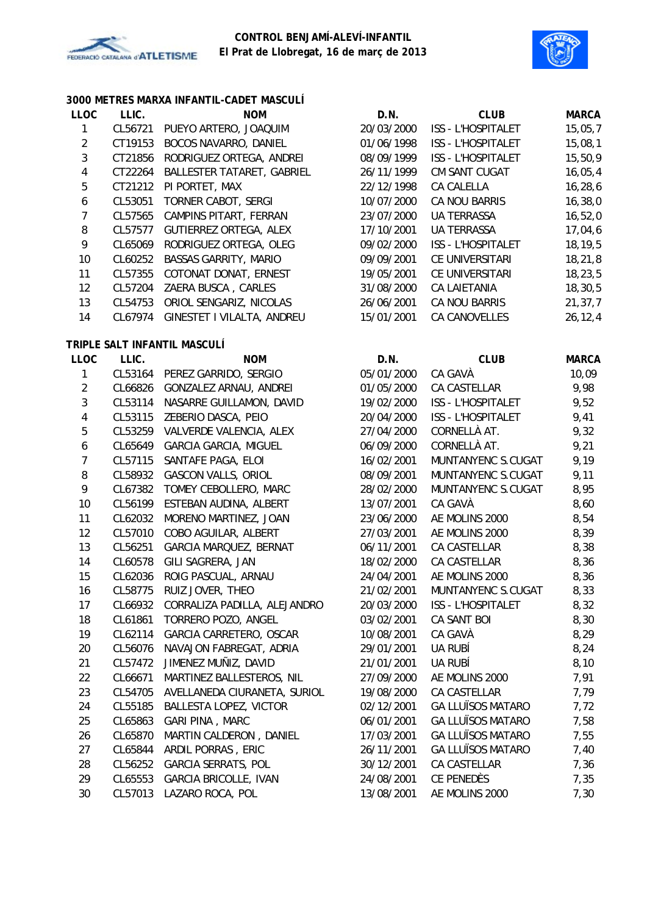**CONTROL BENJAMÍ-ALEVÍ-INFANTIL**
**El Prat de Llobregat, 16 de març de 2013**

### 3000 METRES MARXA INFANTIL-CADET MASCULÍ

| LLOC | LLIC. | NOM | D.N. | CLUB | MARCA |
|---|---|---|---|---|---|
| 1 | CL56721 | PUEYO ARTERO, JOAQUIM | 20/03/2000 | ISS - L'HOSPITALET | 15,05,7 |
| 2 | CT19153 | BOCOS NAVARRO, DANIEL | 01/06/1998 | ISS - L'HOSPITALET | 15,08,1 |
| 3 | CT21856 | RODRIGUEZ ORTEGA, ANDREI | 08/09/1999 | ISS - L'HOSPITALET | 15,50,9 |
| 4 | CT22264 | BALLESTER TATARET, GABRIEL | 26/11/1999 | CM SANT CUGAT | 16,05,4 |
| 5 | CT21212 | PI PORTET, MAX | 22/12/1998 | CA CALELLA | 16,28,6 |
| 6 | CL53051 | TORNER CABOT, SERGI | 10/07/2000 | CA NOU BARRIS | 16,38,0 |
| 7 | CL57565 | CAMPINS PITART, FERRAN | 23/07/2000 | UA TERRASSA | 16,52,0 |
| 8 | CL57577 | GUTIERREZ ORTEGA, ALEX | 17/10/2001 | UA TERRASSA | 17,04,6 |
| 9 | CL65069 | RODRIGUEZ ORTEGA, OLEG | 09/02/2000 | ISS - L'HOSPITALET | 18,19,5 |
| 10 | CL60252 | BASSAS GARRITY, MARIO | 09/09/2001 | CE UNIVERSITARI | 18,21,8 |
| 11 | CL57355 | COTONAT DONAT, ERNEST | 19/05/2001 | CE UNIVERSITARI | 18,23,5 |
| 12 | CL57204 | ZAERA BUSCA , CARLES | 31/08/2000 | CA LAIETANIA | 18,30,5 |
| 13 | CL54753 | ORIOL SENGARIZ, NICOLAS | 26/06/2001 | CA NOU BARRIS | 21,37,7 |
| 14 | CL67974 | GINESTET I VILALTA, ANDREU | 15/01/2001 | CA CANOVELLES | 26,12,4 |

### TRIPLE SALT INFANTIL MASCULÍ

| LLOC | LLIC. | NOM | D.N. | CLUB | MARCA |
|---|---|---|---|---|---|
| 1 | CL53164 | PEREZ GARRIDO, SERGIO | 05/01/2000 | CA GAVÀ | 10,09 |
| 2 | CL66826 | GONZALEZ ARNAU, ANDREI | 01/05/2000 | CA CASTELLAR | 9,98 |
| 3 | CL53114 | NASARRE GUILLAMON, DAVID | 19/02/2000 | ISS - L'HOSPITALET | 9,52 |
| 4 | CL53115 | ZEBERIO DASCA, PEIO | 20/04/2000 | ISS - L'HOSPITALET | 9,41 |
| 5 | CL53259 | VALVERDE VALENCIA, ALEX | 27/04/2000 | CORNELLÀ AT. | 9,32 |
| 6 | CL65649 | GARCIA GARCIA, MIGUEL | 06/09/2000 | CORNELLÀ AT. | 9,21 |
| 7 | CL57115 | SANTAFE PAGA, ELOI | 16/02/2001 | MUNTANYENC S.CUGAT | 9,19 |
| 8 | CL58932 | GASCON VALLS, ORIOL | 08/09/2001 | MUNTANYENC S.CUGAT | 9,11 |
| 9 | CL67382 | TOMEY CEBOLLERO, MARC | 28/02/2000 | MUNTANYENC S.CUGAT | 8,95 |
| 10 | CL56199 | ESTEBAN AUDINA, ALBERT | 13/07/2001 | CA GAVÀ | 8,60 |
| 11 | CL62032 | MORENO MARTINEZ, JOAN | 23/06/2000 | AE MOLINS 2000 | 8,54 |
| 12 | CL57010 | COBO AGUILAR, ALBERT | 27/03/2001 | AE MOLINS 2000 | 8,39 |
| 13 | CL56251 | GARCIA MARQUEZ, BERNAT | 06/11/2001 | CA CASTELLAR | 8,38 |
| 14 | CL60578 | GILI SAGRERA, JAN | 18/02/2000 | CA CASTELLAR | 8,36 |
| 15 | CL62036 | ROIG PASCUAL, ARNAU | 24/04/2001 | AE MOLINS 2000 | 8,36 |
| 16 | CL58775 | RUIZ JOVER, THEO | 21/02/2001 | MUNTANYENC S.CUGAT | 8,33 |
| 17 | CL66932 | CORRALIZA PADILLA, ALEJANDRO | 20/03/2000 | ISS - L'HOSPITALET | 8,32 |
| 18 | CL61861 | TORRERO POZO, ANGEL | 03/02/2001 | CA SANT BOI | 8,30 |
| 19 | CL62114 | GARCIA CARRETERO, OSCAR | 10/08/2001 | CA GAVÀ | 8,29 |
| 20 | CL56076 | NAVAJON FABREGAT, ADRIA | 29/01/2001 | UA RUBÍ | 8,24 |
| 21 | CL57472 | JIMENEZ MUÑIZ, DAVID | 21/01/2001 | UA RUBÍ | 8,10 |
| 22 | CL66671 | MARTINEZ BALLESTEROS, NIL | 27/09/2000 | AE MOLINS 2000 | 7,91 |
| 23 | CL54705 | AVELLANEDA CIURANETA, SURIOL | 19/08/2000 | CA CASTELLAR | 7,79 |
| 24 | CL55185 | BALLESTA LOPEZ, VICTOR | 02/12/2001 | GA LLUÏSOS MATARO | 7,72 |
| 25 | CL65863 | GARI PINA , MARC | 06/01/2001 | GA LLUÏSOS MATARO | 7,58 |
| 26 | CL65870 | MARTIN CALDERON , DANIEL | 17/03/2001 | GA LLUÏSOS MATARO | 7,55 |
| 27 | CL65844 | ARDIL PORRAS , ERIC | 26/11/2001 | GA LLUÏSOS MATARO | 7,40 |
| 28 | CL56252 | GARCIA SERRATS, POL | 30/12/2001 | CA CASTELLAR | 7,36 |
| 29 | CL65553 | GARCIA BRICOLLE, IVAN | 24/08/2001 | CE PENEDÈS | 7,35 |
| 30 | CL57013 | LAZARO ROCA, POL | 13/08/2001 | AE MOLINS 2000 | 7,30 |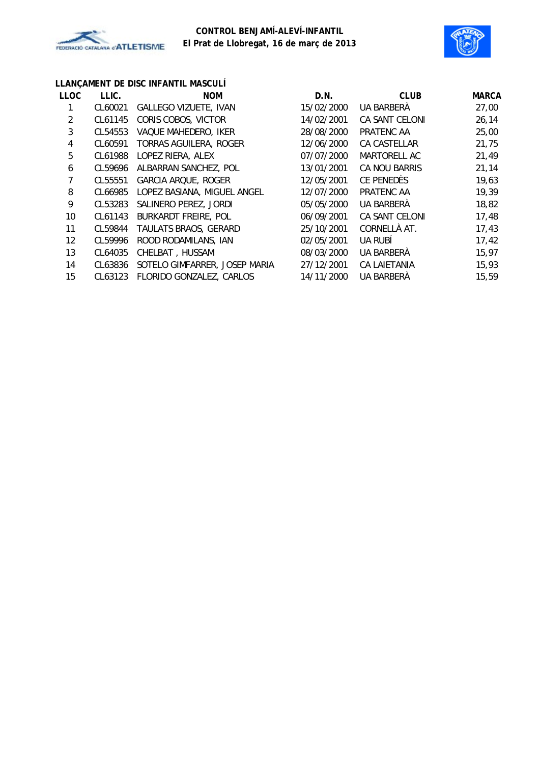**CONTROL BENJAMÍ-ALEVÍ-INFANTIL**
**El Prat de Llobregat, 16 de març de 2013**

### LLANÇAMENT DE DISC INFANTIL MASCULÍ

| LLOC | LLIC. | NOM | D.N. | CLUB | MARCA |
|---|---|---|---|---|---|
| 1 | CL60021 | GALLEGO VIZUETE, IVAN | 15/02/2000 | UA BARBERÀ | 27,00 |
| 2 | CL61145 | CORIS COBOS, VICTOR | 14/02/2001 | CA SANT CELONI | 26,14 |
| 3 | CL54553 | VAQUE MAHEDERO, IKER | 28/08/2000 | PRATENC AA | 25,00 |
| 4 | CL60591 | TORRAS AGUILERA, ROGER | 12/06/2000 | CA CASTELLAR | 21,75 |
| 5 | CL61988 | LOPEZ RIERA, ALEX | 07/07/2000 | MARTORELL AC | 21,49 |
| 6 | CL59696 | ALBARRAN SANCHEZ, POL | 13/01/2001 | CA NOU BARRIS | 21,14 |
| 7 | CL55551 | GARCIA ARQUE, ROGER | 12/05/2001 | CE PENEDÈS | 19,63 |
| 8 | CL66985 | LOPEZ BASIANA, MIGUEL ANGEL | 12/07/2000 | PRATENC AA | 19,39 |
| 9 | CL53283 | SALINERO PEREZ, JORDI | 05/05/2000 | UA BARBERÀ | 18,82 |
| 10 | CL61143 | BURKARDT FREIRE, POL | 06/09/2001 | CA SANT CELONI | 17,48 |
| 11 | CL59844 | TAULATS BRAOS, GERARD | 25/10/2001 | CORNELLÀ AT. | 17,43 |
| 12 | CL59996 | ROOD RODAMILANS, IAN | 02/05/2001 | UA RUBÍ | 17,42 |
| 13 | CL64035 | CHELBAT , HUSSAM | 08/03/2000 | UA BARBERÀ | 15,97 |
| 14 | CL63836 | SOTELO GIMFARRER, JOSEP MARIA | 27/12/2001 | CA LAIETANIA | 15,93 |
| 15 | CL63123 | FLORIDO GONZALEZ, CARLOS | 14/11/2000 | UA BARBERÀ | 15,59 |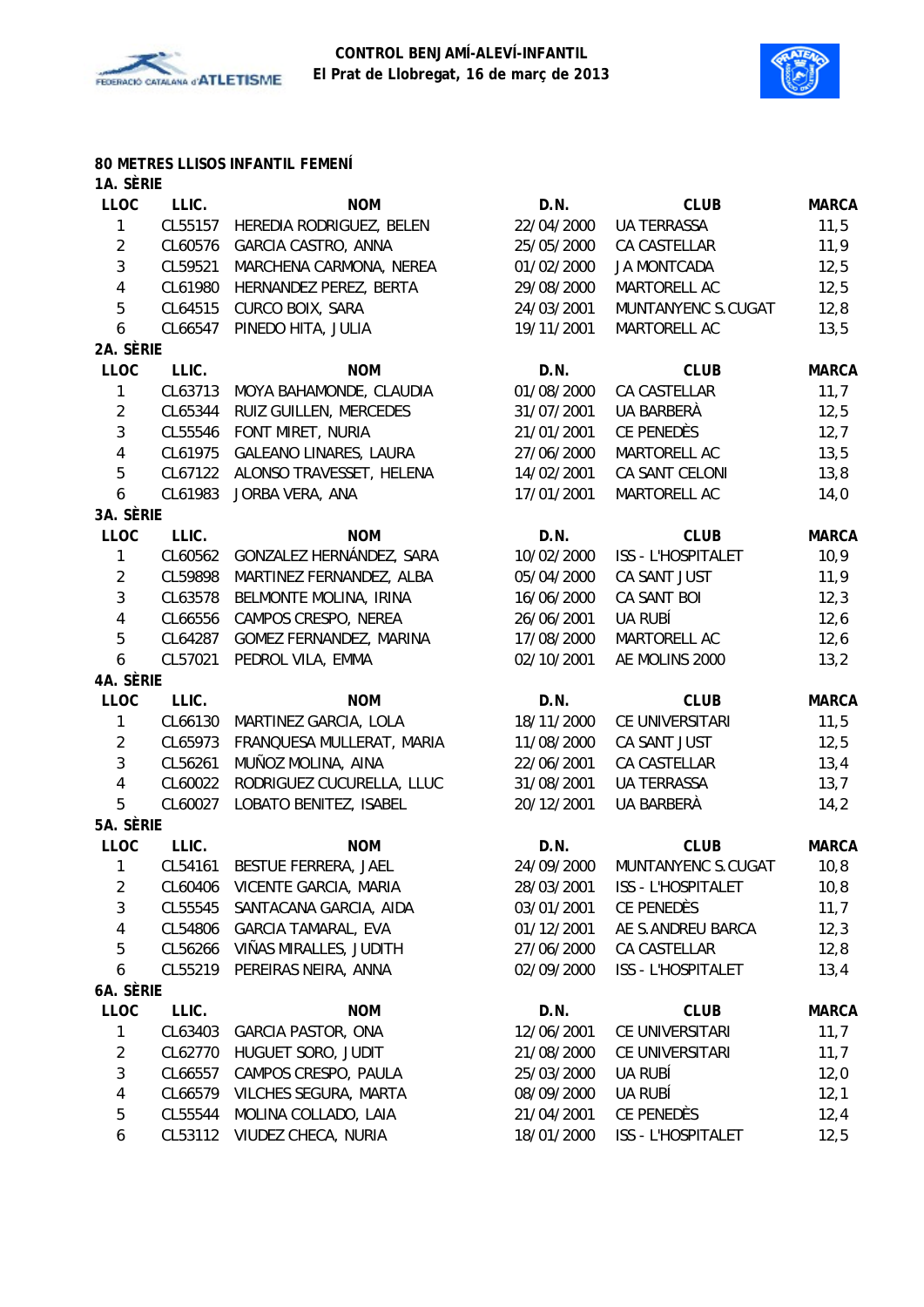**CONTROL BENJAMÍ-ALEVÍ-INFANTIL**
**El Prat de Llobregat, 16 de març de 2013**

## 80 METRES LLISOS INFANTIL FEMENÍ

### 1A. SÈRIE

| LLOC | LLIC. | NOM | D.N. | CLUB | MARCA |
|---|---|---|---|---|---|
| 1 | CL55157 | HEREDIA RODRIGUEZ, BELEN | 22/04/2000 | UA TERRASSA | 11,5 |
| 2 | CL60576 | GARCIA CASTRO, ANNA | 25/05/2000 | CA CASTELLAR | 11,9 |
| 3 | CL59521 | MARCHENA CARMONA, NEREA | 01/02/2000 | JA MONTCADA | 12,5 |
| 4 | CL61980 | HERNANDEZ PEREZ, BERTA | 29/08/2000 | MARTORELL AC | 12,5 |
| 5 | CL64515 | CURCO BOIX, SARA | 24/03/2001 | MUNTANYENC S.CUGAT | 12,8 |
| 6 | CL66547 | PINEDO HITA, JULIA | 19/11/2001 | MARTORELL AC | 13,5 |

### 2A. SÈRIE

| LLOC | LLIC. | NOM | D.N. | CLUB | MARCA |
|---|---|---|---|---|---|
| 1 | CL63713 | MOYA BAHAMONDE, CLAUDIA | 01/08/2000 | CA CASTELLAR | 11,7 |
| 2 | CL65344 | RUIZ GUILLEN, MERCEDES | 31/07/2001 | UA BARBERÀ | 12,5 |
| 3 | CL55546 | FONT MIRET, NURIA | 21/01/2001 | CE PENEDÈS | 12,7 |
| 4 | CL61975 | GALEANO LINARES, LAURA | 27/06/2000 | MARTORELL AC | 13,5 |
| 5 | CL67122 | ALONSO TRAVESSET, HELENA | 14/02/2001 | CA SANT CELONI | 13,8 |
| 6 | CL61983 | JORBA VERA, ANA | 17/01/2001 | MARTORELL AC | 14,0 |

### 3A. SÈRIE

| LLOC | LLIC. | NOM | D.N. | CLUB | MARCA |
|---|---|---|---|---|---|
| 1 | CL60562 | GONZALEZ HERNÁNDEZ, SARA | 10/02/2000 | ISS - L'HOSPITALET | 10,9 |
| 2 | CL59898 | MARTINEZ FERNANDEZ, ALBA | 05/04/2000 | CA SANT JUST | 11,9 |
| 3 | CL63578 | BELMONTE MOLINA, IRINA | 16/06/2000 | CA SANT BOI | 12,3 |
| 4 | CL66556 | CAMPOS CRESPO, NEREA | 26/06/2001 | UA RUBÍ | 12,6 |
| 5 | CL64287 | GOMEZ FERNANDEZ, MARINA | 17/08/2000 | MARTORELL AC | 12,6 |
| 6 | CL57021 | PEDROL VILA, EMMA | 02/10/2001 | AE MOLINS 2000 | 13,2 |

### 4A. SÈRIE

| LLOC | LLIC. | NOM | D.N. | CLUB | MARCA |
|---|---|---|---|---|---|
| 1 | CL66130 | MARTINEZ GARCIA, LOLA | 18/11/2000 | CE UNIVERSITARI | 11,5 |
| 2 | CL65973 | FRANQUESA MULLERAT, MARIA | 11/08/2000 | CA SANT JUST | 12,5 |
| 3 | CL56261 | MUÑOZ MOLINA, AINA | 22/06/2001 | CA CASTELLAR | 13,4 |
| 4 | CL60022 | RODRIGUEZ CUCURELLA, LLUC | 31/08/2001 | UA TERRASSA | 13,7 |
| 5 | CL60027 | LOBATO BENITEZ, ISABEL | 20/12/2001 | UA BARBERÀ | 14,2 |

### 5A. SÈRIE

| LLOC | LLIC. | NOM | D.N. | CLUB | MARCA |
|---|---|---|---|---|---|
| 1 | CL54161 | BESTUE FERRERA, JAEL | 24/09/2000 | MUNTANYENC S.CUGAT | 10,8 |
| 2 | CL60406 | VICENTE GARCIA, MARIA | 28/03/2001 | ISS - L'HOSPITALET | 10,8 |
| 3 | CL55545 | SANTACANA GARCIA, AIDA | 03/01/2001 | CE PENEDÈS | 11,7 |
| 4 | CL54806 | GARCIA TAMARAL, EVA | 01/12/2001 | AE S.ANDREU BARCA | 12,3 |
| 5 | CL56266 | VIÑAS MIRALLES, JUDITH | 27/06/2000 | CA CASTELLAR | 12,8 |
| 6 | CL55219 | PEREIRAS NEIRA, ANNA | 02/09/2000 | ISS - L'HOSPITALET | 13,4 |

### 6A. SÈRIE

| LLOC | LLIC. | NOM | D.N. | CLUB | MARCA |
|---|---|---|---|---|---|
| 1 | CL63403 | GARCIA PASTOR, ONA | 12/06/2001 | CE UNIVERSITARI | 11,7 |
| 2 | CL62770 | HUGUET SORO, JUDIT | 21/08/2000 | CE UNIVERSITARI | 11,7 |
| 3 | CL66557 | CAMPOS CRESPO, PAULA | 25/03/2000 | UA RUBÍ | 12,0 |
| 4 | CL66579 | VILCHES SEGURA, MARTA | 08/09/2000 | UA RUBÍ | 12,1 |
| 5 | CL55544 | MOLINA COLLADO, LAIA | 21/04/2001 | CE PENEDÈS | 12,4 |
| 6 | CL53112 | VIUDEZ CHECA, NURIA | 18/01/2000 | ISS - L'HOSPITALET | 12,5 |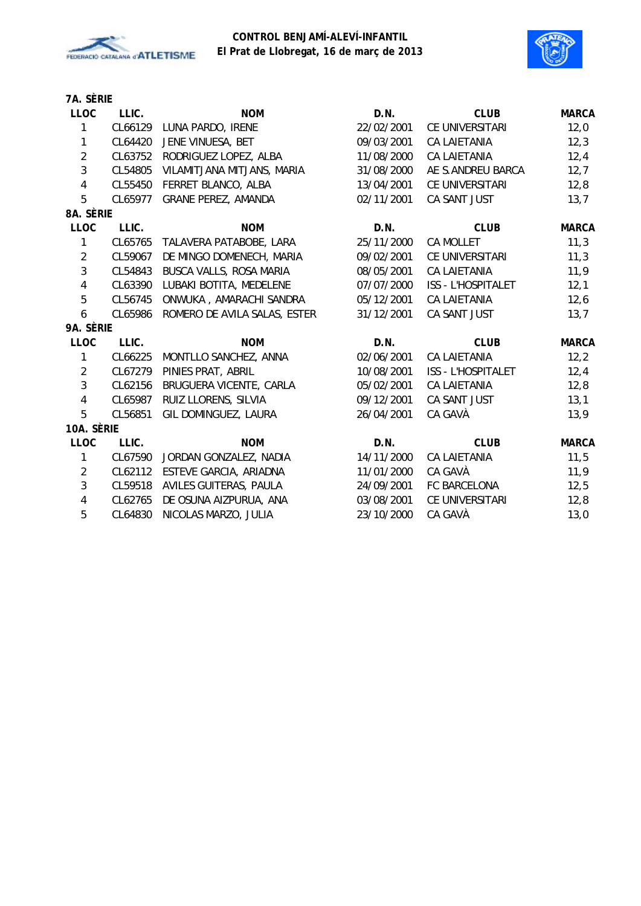**CONTROL BENJAMÍ-ALEVÍ-INFANTIL**
**El Prat de Llobregat, 16 de març de 2013**

### 7A. SÈRIE

| LLOC | LLIC. | NOM | D.N. | CLUB | MARCA |
|---|---|---|---|---|---|
| 1 | CL66129 | LUNA PARDO, IRENE | 22/02/2001 | CE UNIVERSITARI | 12,0 |
| 1 | CL64420 | JENE VINUESA, BET | 09/03/2001 | CA LAIETANIA | 12,3 |
| 2 | CL63752 | RODRIGUEZ LOPEZ, ALBA | 11/08/2000 | CA LAIETANIA | 12,4 |
| 3 | CL54805 | VILAMITJANA MITJANS, MARIA | 31/08/2000 | AE S.ANDREU BARCA | 12,7 |
| 4 | CL55450 | FERRET BLANCO, ALBA | 13/04/2001 | CE UNIVERSITARI | 12,8 |
| 5 | CL65977 | GRANE PEREZ, AMANDA | 02/11/2001 | CA SANT JUST | 13,7 |

### 8A. SÈRIE

| LLOC | LLIC. | NOM | D.N. | CLUB | MARCA |
|---|---|---|---|---|---|
| 1 | CL65765 | TALAVERA PATABOBE, LARA | 25/11/2000 | CA MOLLET | 11,3 |
| 2 | CL59067 | DE MINGO DOMENECH, MARIA | 09/02/2001 | CE UNIVERSITARI | 11,3 |
| 3 | CL54843 | BUSCA VALLS, ROSA MARIA | 08/05/2001 | CA LAIETANIA | 11,9 |
| 4 | CL63390 | LUBAKI BOTITA, MEDELENE | 07/07/2000 | ISS - L'HOSPITALET | 12,1 |
| 5 | CL56745 | ONWUKA , AMARACHI SANDRA | 05/12/2001 | CA LAIETANIA | 12,6 |
| 6 | CL65986 | ROMERO DE AVILA SALAS, ESTER | 31/12/2001 | CA SANT JUST | 13,7 |

### 9A. SÈRIE

| LLOC | LLIC. | NOM | D.N. | CLUB | MARCA |
|---|---|---|---|---|---|
| 1 | CL66225 | MONTLLO SANCHEZ, ANNA | 02/06/2001 | CA LAIETANIA | 12,2 |
| 2 | CL67279 | PINIES PRAT, ABRIL | 10/08/2001 | ISS - L'HOSPITALET | 12,4 |
| 3 | CL62156 | BRUGUERA VICENTE, CARLA | 05/02/2001 | CA LAIETANIA | 12,8 |
| 4 | CL65987 | RUIZ LLORENS, SILVIA | 09/12/2001 | CA SANT JUST | 13,1 |
| 5 | CL56851 | GIL DOMINGUEZ, LAURA | 26/04/2001 | CA GAVÀ | 13,9 |

### 10A. SÈRIE

| LLOC | LLIC. | NOM | D.N. | CLUB | MARCA |
|---|---|---|---|---|---|
| 1 | CL67590 | JORDAN GONZALEZ, NADIA | 14/11/2000 | CA LAIETANIA | 11,5 |
| 2 | CL62112 | ESTEVE GARCIA, ARIADNA | 11/01/2000 | CA GAVÀ | 11,9 |
| 3 | CL59518 | AVILES GUITERAS, PAULA | 24/09/2001 | FC BARCELONA | 12,5 |
| 4 | CL62765 | DE OSUNA AIZPURUA, ANA | 03/08/2001 | CE UNIVERSITARI | 12,8 |
| 5 | CL64830 | NICOLAS MARZO, JULIA | 23/10/2000 | CA GAVÀ | 13,0 |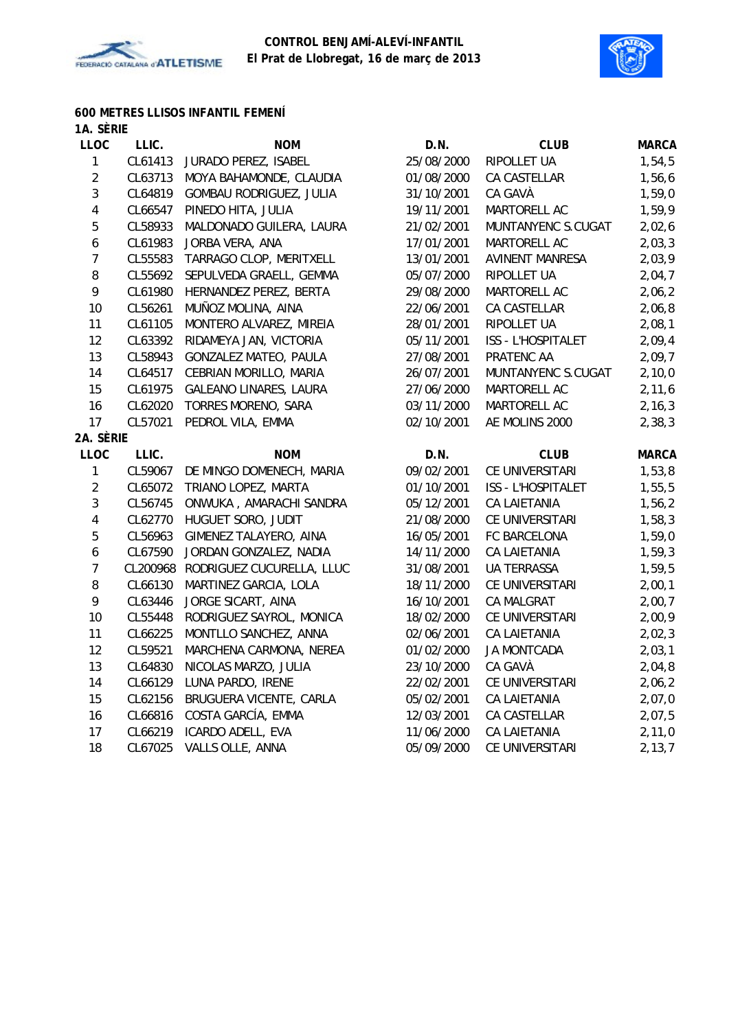CONTROL BENJAMÍ-ALEVÍ-INFANTIL
El Prat de Llobregat, 16 de març de 2013

## 600 METRES LLISOS INFANTIL FEMENÍ

### 1A. SÈRIE

| LLOC | LLIC. | NOM | D.N. | CLUB | MARCA |
|---|---|---|---|---|---|
| 1 | CL61413 | JURADO PEREZ, ISABEL | 25/08/2000 | RIPOLLET UA | 1,54,5 |
| 2 | CL63713 | MOYA BAHAMONDE, CLAUDIA | 01/08/2000 | CA CASTELLAR | 1,56,6 |
| 3 | CL64819 | GOMBAU RODRIGUEZ, JULIA | 31/10/2001 | CA GAVÀ | 1,59,0 |
| 4 | CL66547 | PINEDO HITA, JULIA | 19/11/2001 | MARTORELL AC | 1,59,9 |
| 5 | CL58933 | MALDONADO GUILERA, LAURA | 21/02/2001 | MUNTANYENC S.CUGAT | 2,02,6 |
| 6 | CL61983 | JORBA VERA, ANA | 17/01/2001 | MARTORELL AC | 2,03,3 |
| 7 | CL55583 | TARRAGO CLOP, MERITXELL | 13/01/2001 | AVINENT MANRESA | 2,03,9 |
| 8 | CL55692 | SEPULVEDA GRAELL, GEMMA | 05/07/2000 | RIPOLLET UA | 2,04,7 |
| 9 | CL61980 | HERNANDEZ PEREZ, BERTA | 29/08/2000 | MARTORELL AC | 2,06,2 |
| 10 | CL56261 | MUÑOZ MOLINA, AINA | 22/06/2001 | CA CASTELLAR | 2,06,8 |
| 11 | CL61105 | MONTERO ALVAREZ, MIREIA | 28/01/2001 | RIPOLLET UA | 2,08,1 |
| 12 | CL63392 | RIDAMEYA JAN, VICTORIA | 05/11/2001 | ISS - L'HOSPITALET | 2,09,4 |
| 13 | CL58943 | GONZALEZ MATEO, PAULA | 27/08/2001 | PRATENC AA | 2,09,7 |
| 14 | CL64517 | CEBRIAN MORILLO, MARIA | 26/07/2001 | MUNTANYENC S.CUGAT | 2,10,0 |
| 15 | CL61975 | GALEANO LINARES, LAURA | 27/06/2000 | MARTORELL AC | 2,11,6 |
| 16 | CL62020 | TORRES MORENO, SARA | 03/11/2000 | MARTORELL AC | 2,16,3 |
| 17 | CL57021 | PEDROL VILA, EMMA | 02/10/2001 | AE MOLINS 2000 | 2,38,3 |

### 2A. SÈRIE

| LLOC | LLIC. | NOM | D.N. | CLUB | MARCA |
|---|---|---|---|---|---|
| 1 | CL59067 | DE MINGO DOMENECH, MARIA | 09/02/2001 | CE UNIVERSITARI | 1,53,8 |
| 2 | CL65072 | TRIANO LOPEZ, MARTA | 01/10/2001 | ISS - L'HOSPITALET | 1,55,5 |
| 3 | CL56745 | ONWUKA , AMARACHI SANDRA | 05/12/2001 | CA LAIETANIA | 1,56,2 |
| 4 | CL62770 | HUGUET SORO, JUDIT | 21/08/2000 | CE UNIVERSITARI | 1,58,3 |
| 5 | CL56963 | GIMENEZ TALAYERO, AINA | 16/05/2001 | FC BARCELONA | 1,59,0 |
| 6 | CL67590 | JORDAN GONZALEZ, NADIA | 14/11/2000 | CA LAIETANIA | 1,59,3 |
| 7 | CL200968 | RODRIGUEZ CUCURELLA, LLUC | 31/08/2001 | UA TERRASSA | 1,59,5 |
| 8 | CL66130 | MARTINEZ GARCIA, LOLA | 18/11/2000 | CE UNIVERSITARI | 2,00,1 |
| 9 | CL63446 | JORGE SICART, AINA | 16/10/2001 | CA MALGRAT | 2,00,7 |
| 10 | CL55448 | RODRIGUEZ SAYROL, MONICA | 18/02/2000 | CE UNIVERSITARI | 2,00,9 |
| 11 | CL66225 | MONTLLO SANCHEZ, ANNA | 02/06/2001 | CA LAIETANIA | 2,02,3 |
| 12 | CL59521 | MARCHENA CARMONA, NEREA | 01/02/2000 | JA MONTCADA | 2,03,1 |
| 13 | CL64830 | NICOLAS MARZO, JULIA | 23/10/2000 | CA GAVÀ | 2,04,8 |
| 14 | CL66129 | LUNA PARDO, IRENE | 22/02/2001 | CE UNIVERSITARI | 2,06,2 |
| 15 | CL62156 | BRUGUERA VICENTE, CARLA | 05/02/2001 | CA LAIETANIA | 2,07,0 |
| 16 | CL66816 | COSTA GARCÍA, EMMA | 12/03/2001 | CA CASTELLAR | 2,07,5 |
| 17 | CL66219 | ICARDO ADELL, EVA | 11/06/2000 | CA LAIETANIA | 2,11,0 |
| 18 | CL67025 | VALLS OLLE, ANNA | 05/09/2000 | CE UNIVERSITARI | 2,13,7 |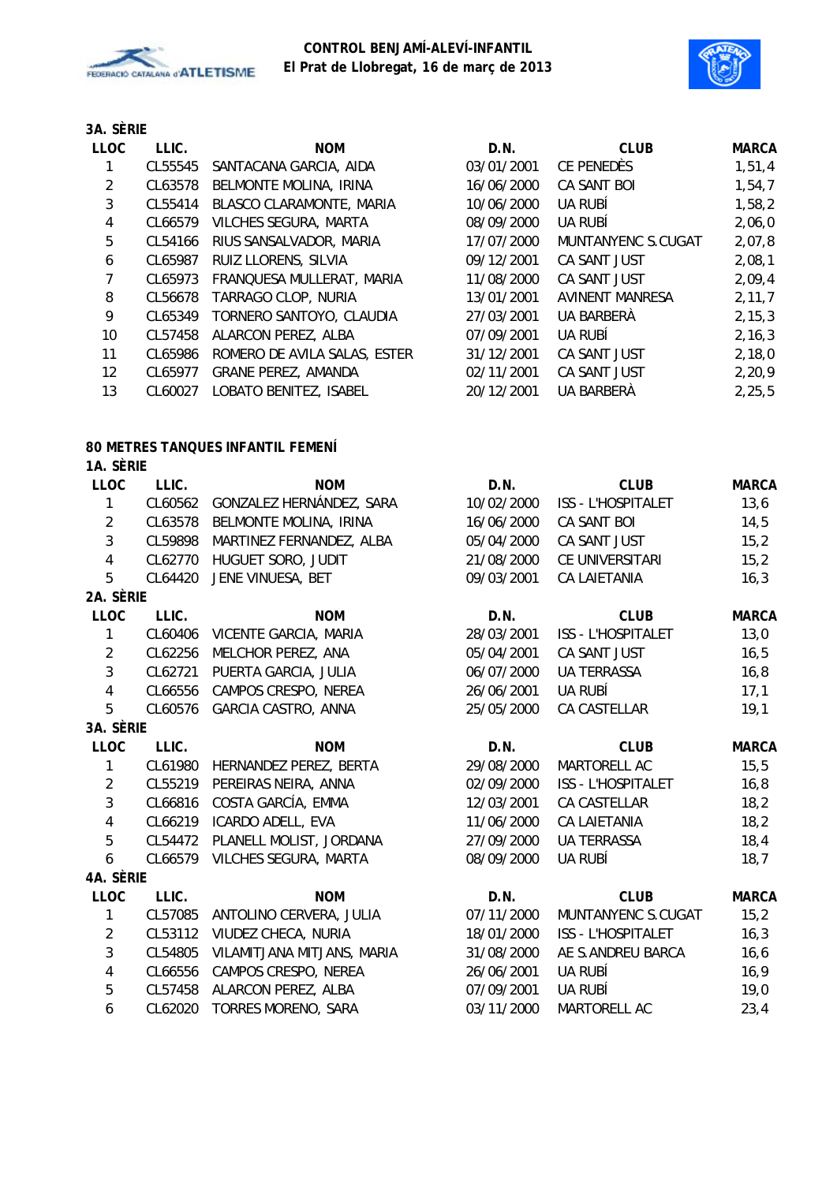### 3A. SÈRIE

| LLOC | LLIC. | NOM | D.N. | CLUB | MARCA |
|---|---|---|---|---|---|
| 1 | CL55545 | SANTACANA GARCIA, AIDA | 03/01/2001 | CE PENEDÈS | 1,51,4 |
| 2 | CL63578 | BELMONTE MOLINA, IRINA | 16/06/2000 | CA SANT BOI | 1,54,7 |
| 3 | CL55414 | BLASCO CLARAMONTE, MARIA | 10/06/2000 | UA RUBÍ | 1,58,2 |
| 4 | CL66579 | VILCHES SEGURA, MARTA | 08/09/2000 | UA RUBÍ | 2,06,0 |
| 5 | CL54166 | RIUS SANSALVADOR, MARIA | 17/07/2000 | MUNTANYENC S.CUGAT | 2,07,8 |
| 6 | CL65987 | RUIZ LLORENS, SILVIA | 09/12/2001 | CA SANT JUST | 2,08,1 |
| 7 | CL65973 | FRANQUESA MULLERAT, MARIA | 11/08/2000 | CA SANT JUST | 2,09,4 |
| 8 | CL56678 | TARRAGO CLOP, NURIA | 13/01/2001 | AVINENT MANRESA | 2,11,7 |
| 9 | CL65349 | TORNERO SANTOYO, CLAUDIA | 27/03/2001 | UA BARBERÀ | 2,15,3 |
| 10 | CL57458 | ALARCON PEREZ, ALBA | 07/09/2001 | UA RUBÍ | 2,16,3 |
| 11 | CL65986 | ROMERO DE AVILA SALAS, ESTER | 31/12/2001 | CA SANT JUST | 2,18,0 |
| 12 | CL65977 | GRANE PEREZ, AMANDA | 02/11/2001 | CA SANT JUST | 2,20,9 |
| 13 | CL60027 | LOBATO BENITEZ, ISABEL | 20/12/2001 | UA BARBERÀ | 2,25,5 |

## 80 METRES TANQUES INFANTIL FEMENÍ

### 1A. SÈRIE

| LLOC | LLIC. | NOM | D.N. | CLUB | MARCA |
|---|---|---|---|---|---|
| 1 | CL60562 | GONZALEZ HERNÁNDEZ, SARA | 10/02/2000 | ISS - L'HOSPITALET | 13,6 |
| 2 | CL63578 | BELMONTE MOLINA, IRINA | 16/06/2000 | CA SANT BOI | 14,5 |
| 3 | CL59898 | MARTINEZ FERNANDEZ, ALBA | 05/04/2000 | CA SANT JUST | 15,2 |
| 4 | CL62770 | HUGUET SORO, JUDIT | 21/08/2000 | CE UNIVERSITARI | 15,2 |
| 5 | CL64420 | JENE VINUESA, BET | 09/03/2001 | CA LAIETANIA | 16,3 |

### 2A. SÈRIE

| LLOC | LLIC. | NOM | D.N. | CLUB | MARCA |
|---|---|---|---|---|---|
| 1 | CL60406 | VICENTE GARCIA, MARIA | 28/03/2001 | ISS - L'HOSPITALET | 13,0 |
| 2 | CL62256 | MELCHOR PEREZ, ANA | 05/04/2001 | CA SANT JUST | 16,5 |
| 3 | CL62721 | PUERTA GARCIA, JULIA | 06/07/2000 | UA TERRASSA | 16,8 |
| 4 | CL66556 | CAMPOS CRESPO, NEREA | 26/06/2001 | UA RUBÍ | 17,1 |
| 5 | CL60576 | GARCIA CASTRO, ANNA | 25/05/2000 | CA CASTELLAR | 19,1 |

### 3A. SÈRIE

| LLOC | LLIC. | NOM | D.N. | CLUB | MARCA |
|---|---|---|---|---|---|
| 1 | CL61980 | HERNANDEZ PEREZ, BERTA | 29/08/2000 | MARTORELL AC | 15,5 |
| 2 | CL55219 | PEREIRAS NEIRA, ANNA | 02/09/2000 | ISS - L'HOSPITALET | 16,8 |
| 3 | CL66816 | COSTA GARCÍA, EMMA | 12/03/2001 | CA CASTELLAR | 18,2 |
| 4 | CL66219 | ICARDO ADELL, EVA | 11/06/2000 | CA LAIETANIA | 18,2 |
| 5 | CL54472 | PLANELL MOLIST, JORDANA | 27/09/2000 | UA TERRASSA | 18,4 |
| 6 | CL66579 | VILCHES SEGURA, MARTA | 08/09/2000 | UA RUBÍ | 18,7 |

### 4A. SÈRIE

| LLOC | LLIC. | NOM | D.N. | CLUB | MARCA |
|---|---|---|---|---|---|
| 1 | CL57085 | ANTOLINO CERVERA, JULIA | 07/11/2000 | MUNTANYENC S.CUGAT | 15,2 |
| 2 | CL53112 | VIUDEZ CHECA, NURIA | 18/01/2000 | ISS - L'HOSPITALET | 16,3 |
| 3 | CL54805 | VILAMITJANA MITJANS, MARIA | 31/08/2000 | AE S.ANDREU BARCA | 16,6 |
| 4 | CL66556 | CAMPOS CRESPO, NEREA | 26/06/2001 | UA RUBÍ | 16,9 |
| 5 | CL57458 | ALARCON PEREZ, ALBA | 07/09/2001 | UA RUBÍ | 19,0 |
| 6 | CL62020 | TORRES MORENO, SARA | 03/11/2000 | MARTORELL AC | 23,4 |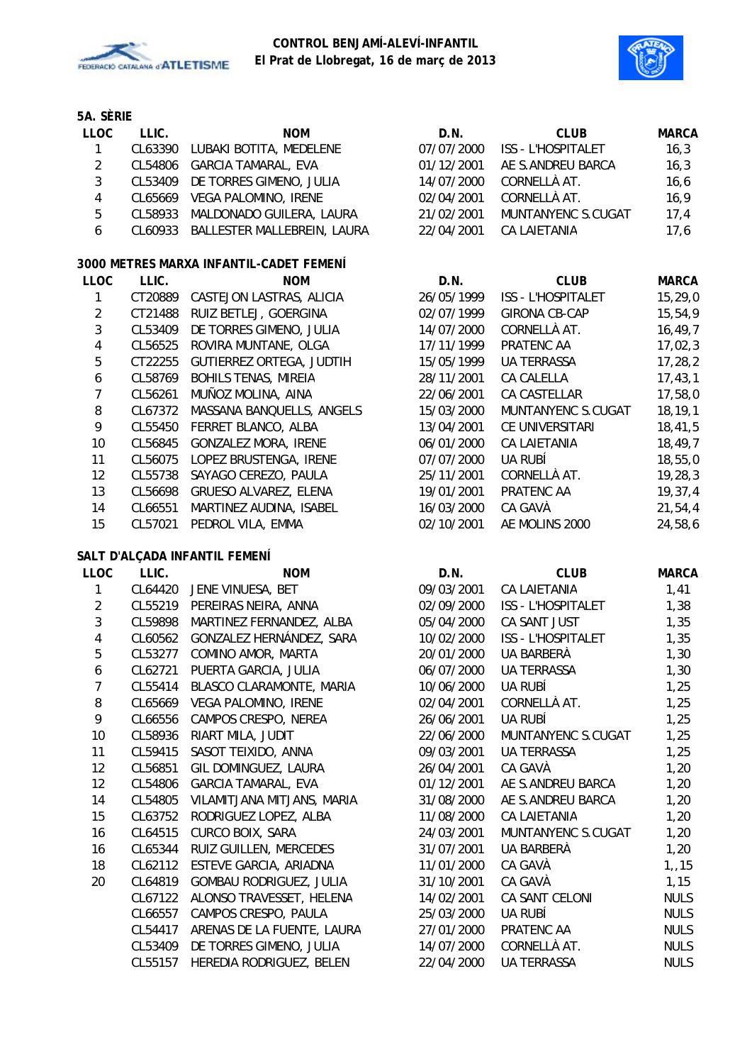**CONTROL BENJAMÍ-ALEVÍ-INFANTIL**
**El Prat de Llobregat, 16 de març de 2013**

### 5A. SÈRIE

| LLOC | LLIC. | NOM | D.N. | CLUB | MARCA |
|---|---|---|---|---|---|
| 1 | CL63390 | LUBAKI BOTITA, MEDELENE | 07/07/2000 | ISS - L'HOSPITALET | 16,3 |
| 2 | CL54806 | GARCIA TAMARAL, EVA | 01/12/2001 | AE S.ANDREU BARCA | 16,3 |
| 3 | CL53409 | DE TORRES GIMENO, JULIA | 14/07/2000 | CORNELLÀ AT. | 16,6 |
| 4 | CL65669 | VEGA PALOMINO, IRENE | 02/04/2001 | CORNELLÀ AT. | 16,9 |
| 5 | CL58933 | MALDONADO GUILERA, LAURA | 21/02/2001 | MUNTANYENC S.CUGAT | 17,4 |
| 6 | CL60933 | BALLESTER MALLEBREIN, LAURA | 22/04/2001 | CA LAIETANIA | 17,6 |

### 3000 METRES MARXA INFANTIL-CADET FEMENÍ

| LLOC | LLIC. | NOM | D.N. | CLUB | MARCA |
|---|---|---|---|---|---|
| 1 | CT20889 | CASTEJON LASTRAS, ALICIA | 26/05/1999 | ISS - L'HOSPITALET | 15,29,0 |
| 2 | CT21488 | RUIZ BETLEJ, GOERGINA | 02/07/1999 | GIRONA CB-CAP | 15,54,9 |
| 3 | CL53409 | DE TORRES GIMENO, JULIA | 14/07/2000 | CORNELLÀ AT. | 16,49,7 |
| 4 | CL56525 | ROVIRA MUNTANE, OLGA | 17/11/1999 | PRATENC AA | 17,02,3 |
| 5 | CT22255 | GUTIERREZ ORTEGA, JUDTIH | 15/05/1999 | UA TERRASSA | 17,28,2 |
| 6 | CL58769 | BOHILS TENAS, MIREIA | 28/11/2001 | CA CALELLA | 17,43,1 |
| 7 | CL56261 | MUÑOZ MOLINA, AINA | 22/06/2001 | CA CASTELLAR | 17,58,0 |
| 8 | CL67372 | MASSANA BANQUELLS, ANGELS | 15/03/2000 | MUNTANYENC S.CUGAT | 18,19,1 |
| 9 | CL55450 | FERRET BLANCO, ALBA | 13/04/2001 | CE UNIVERSITARI | 18,41,5 |
| 10 | CL56845 | GONZALEZ MORA, IRENE | 06/01/2000 | CA LAIETANIA | 18,49,7 |
| 11 | CL56075 | LOPEZ BRUSTENGA, IRENE | 07/07/2000 | UA RUBÍ | 18,55,0 |
| 12 | CL55738 | SAYAGO CEREZO, PAULA | 25/11/2001 | CORNELLÀ AT. | 19,28,3 |
| 13 | CL56698 | GRUESO ALVAREZ, ELENA | 19/01/2001 | PRATENC AA | 19,37,4 |
| 14 | CL66551 | MARTINEZ AUDINA, ISABEL | 16/03/2000 | CA GAVÀ | 21,54,4 |
| 15 | CL57021 | PEDROL VILA, EMMA | 02/10/2001 | AE MOLINS 2000 | 24,58,6 |

### SALT D'ALÇADA INFANTIL FEMENÍ

| LLOC | LLIC. | NOM | D.N. | CLUB | MARCA |
|---|---|---|---|---|---|
| 1 | CL64420 | JENE VINUESA, BET | 09/03/2001 | CA LAIETANIA | 1,41 |
| 2 | CL55219 | PEREIRAS NEIRA, ANNA | 02/09/2000 | ISS - L'HOSPITALET | 1,38 |
| 3 | CL59898 | MARTINEZ FERNANDEZ, ALBA | 05/04/2000 | CA SANT JUST | 1,35 |
| 4 | CL60562 | GONZALEZ HERNÁNDEZ, SARA | 10/02/2000 | ISS - L'HOSPITALET | 1,35 |
| 5 | CL53277 | COMINO AMOR, MARTA | 20/01/2000 | UA BARBERÀ | 1,30 |
| 6 | CL62721 | PUERTA GARCIA, JULIA | 06/07/2000 | UA TERRASSA | 1,30 |
| 7 | CL55414 | BLASCO CLARAMONTE, MARIA | 10/06/2000 | UA RUBÍ | 1,25 |
| 8 | CL65669 | VEGA PALOMINO, IRENE | 02/04/2001 | CORNELLÀ AT. | 1,25 |
| 9 | CL66556 | CAMPOS CRESPO, NEREA | 26/06/2001 | UA RUBÍ | 1,25 |
| 10 | CL58936 | RIART MILA, JUDIT | 22/06/2000 | MUNTANYENC S.CUGAT | 1,25 |
| 11 | CL59415 | SASOT TEIXIDO, ANNA | 09/03/2001 | UA TERRASSA | 1,25 |
| 12 | CL56851 | GIL DOMINGUEZ, LAURA | 26/04/2001 | CA GAVÀ | 1,20 |
| 12 | CL54806 | GARCIA TAMARAL, EVA | 01/12/2001 | AE S.ANDREU BARCA | 1,20 |
| 14 | CL54805 | VILAMITJANA MITJANS, MARIA | 31/08/2000 | AE S.ANDREU BARCA | 1,20 |
| 15 | CL63752 | RODRIGUEZ LOPEZ, ALBA | 11/08/2000 | CA LAIETANIA | 1,20 |
| 16 | CL64515 | CURCO BOIX, SARA | 24/03/2001 | MUNTANYENC S.CUGAT | 1,20 |
| 16 | CL65344 | RUIZ GUILLEN, MERCEDES | 31/07/2001 | UA BARBERÀ | 1,20 |
| 18 | CL62112 | ESTEVE GARCIA, ARIADNA | 11/01/2000 | CA GAVÀ | 1,,15 |
| 20 | CL64819 | GOMBAU RODRIGUEZ, JULIA | 31/10/2001 | CA GAVÀ | 1,15 |
| | CL67122 | ALONSO TRAVESSET, HELENA | 14/02/2001 | CA SANT CELONI | NULS |
| | CL66557 | CAMPOS CRESPO, PAULA | 25/03/2000 | UA RUBÍ | NULS |
| | CL54417 | ARENAS DE LA FUENTE, LAURA | 27/01/2000 | PRATENC AA | NULS |
| | CL53409 | DE TORRES GIMENO, JULIA | 14/07/2000 | CORNELLÀ AT. | NULS |
| | CL55157 | HEREDIA RODRIGUEZ, BELEN | 22/04/2000 | UA TERRASSA | NULS |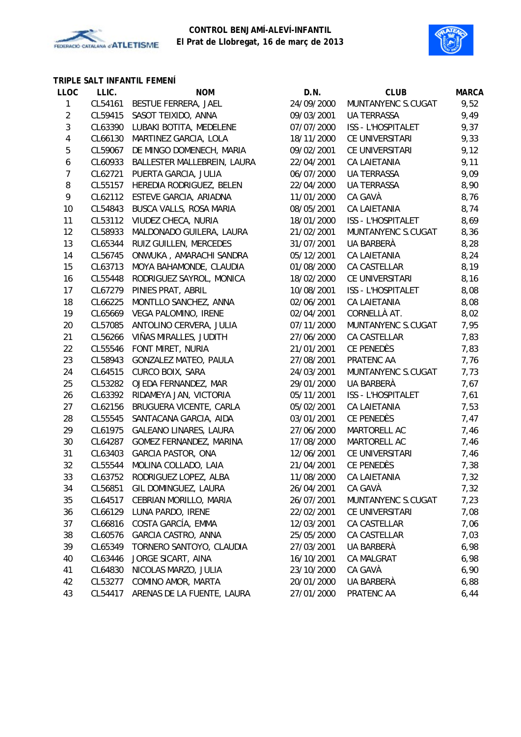**CONTROL BENJAMÍ-ALEVÍ-INFANTIL**
**El Prat de Llobregat, 16 de març de 2013**

### TRIPLE SALT INFANTIL FEMENÍ

| LLOC | LLIC. | NOM | D.N. | CLUB | MARCA |
|---|---|---|---|---|---|
| 1 | CL54161 | BESTUE FERRERA, JAEL | 24/09/2000 | MUNTANYENC S.CUGAT | 9,52 |
| 2 | CL59415 | SASOT TEIXIDO, ANNA | 09/03/2001 | UA TERRASSA | 9,49 |
| 3 | CL63390 | LUBAKI BOTITA, MEDELENE | 07/07/2000 | ISS - L'HOSPITALET | 9,37 |
| 4 | CL66130 | MARTINEZ GARCIA, LOLA | 18/11/2000 | CE UNIVERSITARI | 9,33 |
| 5 | CL59067 | DE MINGO DOMENECH, MARIA | 09/02/2001 | CE UNIVERSITARI | 9,12 |
| 6 | CL60933 | BALLESTER MALLEBREIN, LAURA | 22/04/2001 | CA LAIETANIA | 9,11 |
| 7 | CL62721 | PUERTA GARCIA, JULIA | 06/07/2000 | UA TERRASSA | 9,09 |
| 8 | CL55157 | HEREDIA RODRIGUEZ, BELEN | 22/04/2000 | UA TERRASSA | 8,90 |
| 9 | CL62112 | ESTEVE GARCIA, ARIADNA | 11/01/2000 | CA GAVÀ | 8,76 |
| 10 | CL54843 | BUSCA VALLS, ROSA MARIA | 08/05/2001 | CA LAIETANIA | 8,74 |
| 11 | CL53112 | VIUDEZ CHECA, NURIA | 18/01/2000 | ISS - L'HOSPITALET | 8,69 |
| 12 | CL58933 | MALDONADO GUILERA, LAURA | 21/02/2001 | MUNTANYENC S.CUGAT | 8,36 |
| 13 | CL65344 | RUIZ GUILLEN, MERCEDES | 31/07/2001 | UA BARBERÀ | 8,28 |
| 14 | CL56745 | ONWUKA , AMARACHI SANDRA | 05/12/2001 | CA LAIETANIA | 8,24 |
| 15 | CL63713 | MOYA BAHAMONDE, CLAUDIA | 01/08/2000 | CA CASTELLAR | 8,19 |
| 16 | CL55448 | RODRIGUEZ SAYROL, MONICA | 18/02/2000 | CE UNIVERSITARI | 8,16 |
| 17 | CL67279 | PINIES PRAT, ABRIL | 10/08/2001 | ISS - L'HOSPITALET | 8,08 |
| 18 | CL66225 | MONTLLO SANCHEZ, ANNA | 02/06/2001 | CA LAIETANIA | 8,08 |
| 19 | CL65669 | VEGA PALOMINO, IRENE | 02/04/2001 | CORNELLÀ AT. | 8,02 |
| 20 | CL57085 | ANTOLINO CERVERA, JULIA | 07/11/2000 | MUNTANYENC S.CUGAT | 7,95 |
| 21 | CL56266 | VIÑAS MIRALLES, JUDITH | 27/06/2000 | CA CASTELLAR | 7,83 |
| 22 | CL55546 | FONT MIRET, NURIA | 21/01/2001 | CE PENEDÈS | 7,83 |
| 23 | CL58943 | GONZALEZ MATEO, PAULA | 27/08/2001 | PRATENC AA | 7,76 |
| 24 | CL64515 | CURCO BOIX, SARA | 24/03/2001 | MUNTANYENC S.CUGAT | 7,73 |
| 25 | CL53282 | OJEDA FERNANDEZ, MAR | 29/01/2000 | UA BARBERÀ | 7,67 |
| 26 | CL63392 | RIDAMEYA JAN, VICTORIA | 05/11/2001 | ISS - L'HOSPITALET | 7,61 |
| 27 | CL62156 | BRUGUERA VICENTE, CARLA | 05/02/2001 | CA LAIETANIA | 7,53 |
| 28 | CL55545 | SANTACANA GARCIA, AIDA | 03/01/2001 | CE PENEDÈS | 7,47 |
| 29 | CL61975 | GALEANO LINARES, LAURA | 27/06/2000 | MARTORELL AC | 7,46 |
| 30 | CL64287 | GOMEZ FERNANDEZ, MARINA | 17/08/2000 | MARTORELL AC | 7,46 |
| 31 | CL63403 | GARCIA PASTOR, ONA | 12/06/2001 | CE UNIVERSITARI | 7,46 |
| 32 | CL55544 | MOLINA COLLADO, LAIA | 21/04/2001 | CE PENEDÈS | 7,38 |
| 33 | CL63752 | RODRIGUEZ LOPEZ, ALBA | 11/08/2000 | CA LAIETANIA | 7,32 |
| 34 | CL56851 | GIL DOMINGUEZ, LAURA | 26/04/2001 | CA GAVÀ | 7,32 |
| 35 | CL64517 | CEBRIAN MORILLO, MARIA | 26/07/2001 | MUNTANYENC S.CUGAT | 7,23 |
| 36 | CL66129 | LUNA PARDO, IRENE | 22/02/2001 | CE UNIVERSITARI | 7,08 |
| 37 | CL66816 | COSTA GARCÍA, EMMA | 12/03/2001 | CA CASTELLAR | 7,06 |
| 38 | CL60576 | GARCIA CASTRO, ANNA | 25/05/2000 | CA CASTELLAR | 7,03 |
| 39 | CL65349 | TORNERO SANTOYO, CLAUDIA | 27/03/2001 | UA BARBERÀ | 6,98 |
| 40 | CL63446 | JORGE SICART, AINA | 16/10/2001 | CA MALGRAT | 6,98 |
| 41 | CL64830 | NICOLAS MARZO, JULIA | 23/10/2000 | CA GAVÀ | 6,90 |
| 42 | CL53277 | COMINO AMOR, MARTA | 20/01/2000 | UA BARBERÀ | 6,88 |
| 43 | CL54417 | ARENAS DE LA FUENTE, LAURA | 27/01/2000 | PRATENC AA | 6,44 |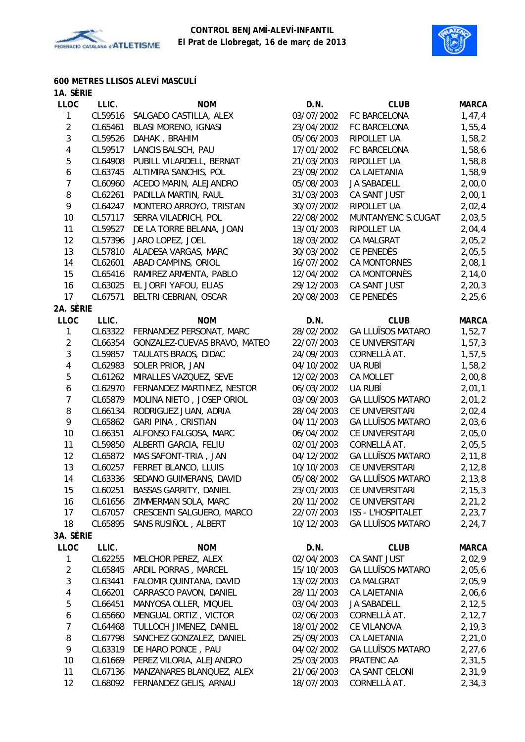**CONTROL BENJAMÍ-ALEVÍ-INFANTIL**
**El Prat de Llobregat, 16 de març de 2013**

## 600 METRES LLISOS ALEVÍ MASCULÍ

### 1A. SÈRIE

| LLOC | LLIC. | NOM | D.N. | CLUB | MARCA |
|---|---|---|---|---|---|
| 1 | CL59516 | SALGADO CASTILLA, ALEX | 03/07/2002 | FC BARCELONA | 1,47,4 |
| 2 | CL65461 | BLASI MORENO, IGNASI | 23/04/2002 | FC BARCELONA | 1,55,4 |
| 3 | CL59526 | DAHAK , BRAHIM | 05/06/2003 | RIPOLLET UA | 1,58,2 |
| 4 | CL59517 | LANCIS BALSCH, PAU | 17/01/2002 | FC BARCELONA | 1,58,6 |
| 5 | CL64908 | PUBILL VILARDELL, BERNAT | 21/03/2003 | RIPOLLET UA | 1,58,8 |
| 6 | CL63745 | ALTIMIRA SANCHIS, POL | 23/09/2002 | CA LAIETANIA | 1,58,9 |
| 7 | CL60960 | ACEDO MARIN, ALEJANDRO | 05/08/2003 | JA SABADELL | 2,00,0 |
| 8 | CL62261 | PADILLA MARTIN, RAUL | 31/03/2003 | CA SANT JUST | 2,00,1 |
| 9 | CL64247 | MONTERO ARROYO, TRISTAN | 30/07/2002 | RIPOLLET UA | 2,02,4 |
| 10 | CL57117 | SERRA VILADRICH, POL | 22/08/2002 | MUNTANYENC S.CUGAT | 2,03,5 |
| 11 | CL59527 | DE LA TORRE BELANA, JOAN | 13/01/2003 | RIPOLLET UA | 2,04,4 |
| 12 | CL57396 | JARO LOPEZ, JOEL | 18/03/2002 | CA MALGRAT | 2,05,2 |
| 13 | CL57810 | ALADESA VARGAS, MARC | 30/03/2002 | CE PENEDÈS | 2,05,5 |
| 14 | CL62601 | ABAD CAMPINS, ORIOL | 16/07/2002 | CA MONTORNÈS | 2,08,1 |
| 15 | CL65416 | RAMIREZ ARMENTA, PABLO | 12/04/2002 | CA MONTORNÈS | 2,14,0 |
| 16 | CL63025 | EL JORFI YAFOU, ELIAS | 29/12/2003 | CA SANT JUST | 2,20,3 |
| 17 | CL67571 | BELTRI CEBRIAN, OSCAR | 20/08/2003 | CE PENEDÈS | 2,25,6 |

### 2A. SÈRIE

| LLOC | LLIC. | NOM | D.N. | CLUB | MARCA |
|---|---|---|---|---|---|
| 1 | CL63322 | FERNANDEZ PERSONAT, MARC | 28/02/2002 | GA LLUÏSOS MATARO | 1,52,7 |
| 2 | CL66354 | GONZALEZ-CUEVAS BRAVO, MATEO | 22/07/2003 | CE UNIVERSITARI | 1,57,3 |
| 3 | CL59857 | TAULATS BRAOS, DIDAC | 24/09/2003 | CORNELLÀ AT. | 1,57,5 |
| 4 | CL62983 | SOLER PRIOR, JAN | 04/10/2002 | UA RUBÍ | 1,58,2 |
| 5 | CL61262 | MIRALLES VAZQUEZ, SEVE | 12/02/2003 | CA MOLLET | 2,00,8 |
| 6 | CL62970 | FERNANDEZ MARTINEZ, NESTOR | 06/03/2002 | UA RUBÍ | 2,01,1 |
| 7 | CL65879 | MOLINA NIETO , JOSEP ORIOL | 03/09/2003 | GA LLUÏSOS MATARO | 2,01,2 |
| 8 | CL66134 | RODRIGUEZ JUAN, ADRIA | 28/04/2003 | CE UNIVERSITARI | 2,02,4 |
| 9 | CL65862 | GARI PINA , CRISTIAN | 04/11/2003 | GA LLUÏSOS MATARO | 2,03,6 |
| 10 | CL66351 | ALFONSO FALGOSA, MARC | 06/04/2002 | CE UNIVERSITARI | 2,05,0 |
| 11 | CL59850 | ALBERTI GARCIA, FELIU | 02/01/2003 | CORNELLÀ AT. | 2,05,5 |
| 12 | CL65872 | MAS SAFONT-TRIA , JAN | 04/12/2002 | GA LLUÏSOS MATARO | 2,11,8 |
| 13 | CL60257 | FERRET BLANCO, LLUIS | 10/10/2003 | CE UNIVERSITARI | 2,12,8 |
| 14 | CL63336 | SEDANO GUIMERANS, DAVID | 05/08/2002 | GA LLUÏSOS MATARO | 2,13,8 |
| 15 | CL60251 | BASSAS GARRITY, DANIEL | 23/01/2003 | CE UNIVERSITARI | 2,15,3 |
| 16 | CL61656 | ZIMMERMAN SOLA, MARC | 20/11/2002 | CE UNIVERSITARI | 2,21,2 |
| 17 | CL67057 | CRESCENTI SALGUERO, MARCO | 22/07/2003 | ISS - L'HOSPITALET | 2,23,7 |
| 18 | CL65895 | SANS RUSIÑOL , ALBERT | 10/12/2003 | GA LLUÏSOS MATARO | 2,24,7 |

### 3A. SÈRIE

| LLOC | LLIC. | NOM | D.N. | CLUB | MARCA |
|---|---|---|---|---|---|
| 1 | CL62255 | MELCHOR PEREZ, ALEX | 02/04/2003 | CA SANT JUST | 2,02,9 |
| 2 | CL65845 | ARDIL PORRAS , MARCEL | 15/10/2003 | GA LLUÏSOS MATARO | 2,05,6 |
| 3 | CL63441 | FALOMIR QUINTANA, DAVID | 13/02/2003 | CA MALGRAT | 2,05,9 |
| 4 | CL66201 | CARRASCO PAVON, DANIEL | 28/11/2003 | CA LAIETANIA | 2,06,6 |
| 5 | CL66451 | MANYOSA OLLER, MIQUEL | 03/04/2003 | JA SABADELL | 2,12,5 |
| 6 | CL65660 | MENGUAL ORTIZ , VICTOR | 02/06/2003 | CORNELLÀ AT. | 2,12,7 |
| 7 | CL64468 | TULLOCH JIMENEZ, DANIEL | 18/01/2002 | CE VILANOVA | 2,19,3 |
| 8 | CL67798 | SANCHEZ GONZALEZ, DANIEL | 25/09/2003 | CA LAIETANIA | 2,21,0 |
| 9 | CL63319 | DE HARO PONCE , PAU | 04/02/2002 | GA LLUÏSOS MATARO | 2,27,6 |
| 10 | CL61669 | PEREZ VILORIA, ALEJANDRO | 25/03/2003 | PRATENC AA | 2,31,5 |
| 11 | CL67136 | MANZANARES BLANQUEZ, ALEX | 21/06/2003 | CA SANT CELONI | 2,31,9 |
| 12 | CL68092 | FERNANDEZ GELIS, ARNAU | 18/07/2003 | CORNELLÀ AT. | 2,34,3 |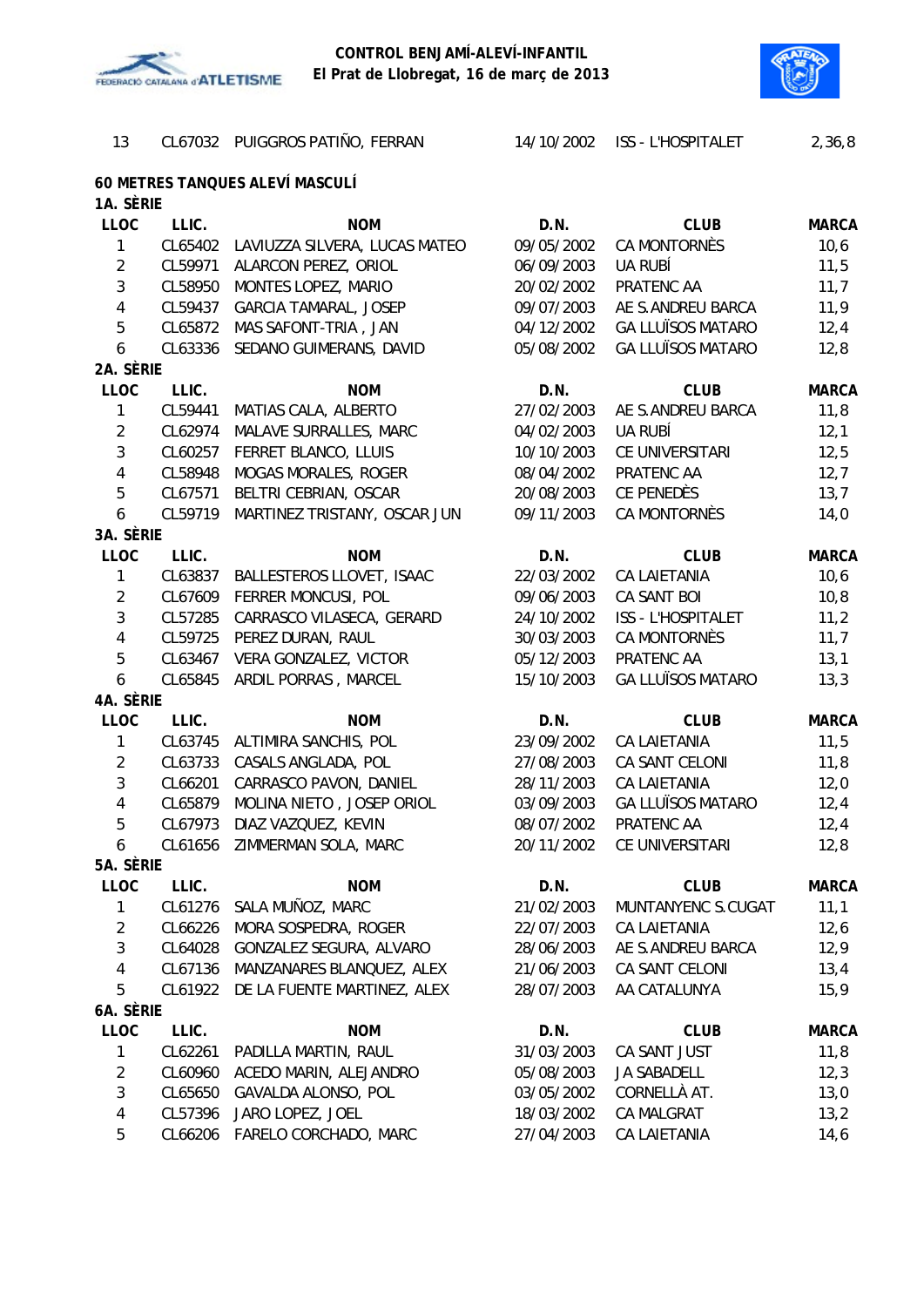| 13 | CL67032 | PUIGGROS PATIÑO, FERRAN | 14/10/2002 | ISS - L'HOSPITALET | 2,36,8 |
|---|---|---|---|---|---|

## 60 METRES TANQUES ALEVÍ MASCULÍ

### 1A. SÈRIE

| LLOC | LLIC. | NOM | D.N. | CLUB | MARCA |
|---|---|---|---|---|---|
| 1 | CL65402 | LAVIUZZA SILVERA, LUCAS MATEO | 09/05/2002 | CA MONTORNÈS | 10,6 |
| 2 | CL59971 | ALARCON PEREZ, ORIOL | 06/09/2003 | UA RUBÍ | 11,5 |
| 3 | CL58950 | MONTES LOPEZ, MARIO | 20/02/2002 | PRATENC AA | 11,7 |
| 4 | CL59437 | GARCIA TAMARAL, JOSEP | 09/07/2003 | AE S.ANDREU BARCA | 11,9 |
| 5 | CL65872 | MAS SAFONT-TRIA , JAN | 04/12/2002 | GA LLUÏSOS MATARO | 12,4 |
| 6 | CL63336 | SEDANO GUIMERANS, DAVID | 05/08/2002 | GA LLUÏSOS MATARO | 12,8 |

### 2A. SÈRIE

| LLOC | LLIC. | NOM | D.N. | CLUB | MARCA |
|---|---|---|---|---|---|
| 1 | CL59441 | MATIAS CALA, ALBERTO | 27/02/2003 | AE S.ANDREU BARCA | 11,8 |
| 2 | CL62974 | MALAVE SURRALLES, MARC | 04/02/2003 | UA RUBÍ | 12,1 |
| 3 | CL60257 | FERRET BLANCO, LLUIS | 10/10/2003 | CE UNIVERSITARI | 12,5 |
| 4 | CL58948 | MOGAS MORALES, ROGER | 08/04/2002 | PRATENC AA | 12,7 |
| 5 | CL67571 | BELTRI CEBRIAN, OSCAR | 20/08/2003 | CE PENEDÈS | 13,7 |
| 6 | CL59719 | MARTINEZ TRISTANY, OSCAR JUN | 09/11/2003 | CA MONTORNÈS | 14,0 |

### 3A. SÈRIE

| LLOC | LLIC. | NOM | D.N. | CLUB | MARCA |
|---|---|---|---|---|---|
| 1 | CL63837 | BALLESTEROS LLOVET, ISAAC | 22/03/2002 | CA LAIETANIA | 10,6 |
| 2 | CL67609 | FERRER MONCUSI, POL | 09/06/2003 | CA SANT BOI | 10,8 |
| 3 | CL57285 | CARRASCO VILASECA, GERARD | 24/10/2002 | ISS - L'HOSPITALET | 11,2 |
| 4 | CL59725 | PEREZ DURAN, RAUL | 30/03/2003 | CA MONTORNÈS | 11,7 |
| 5 | CL63467 | VERA GONZALEZ, VICTOR | 05/12/2003 | PRATENC AA | 13,1 |
| 6 | CL65845 | ARDIL PORRAS , MARCEL | 15/10/2003 | GA LLUÏSOS MATARO | 13,3 |

### 4A. SÈRIE

| LLOC | LLIC. | NOM | D.N. | CLUB | MARCA |
|---|---|---|---|---|---|
| 1 | CL63745 | ALTIMIRA SANCHIS, POL | 23/09/2002 | CA LAIETANIA | 11,5 |
| 2 | CL63733 | CASALS ANGLADA, POL | 27/08/2003 | CA SANT CELONI | 11,8 |
| 3 | CL66201 | CARRASCO PAVON, DANIEL | 28/11/2003 | CA LAIETANIA | 12,0 |
| 4 | CL65879 | MOLINA NIETO , JOSEP ORIOL | 03/09/2003 | GA LLUÏSOS MATARO | 12,4 |
| 5 | CL67973 | DIAZ VAZQUEZ, KEVIN | 08/07/2002 | PRATENC AA | 12,4 |
| 6 | CL61656 | ZIMMERMAN SOLA, MARC | 20/11/2002 | CE UNIVERSITARI | 12,8 |

### 5A. SÈRIE

| LLOC | LLIC. | NOM | D.N. | CLUB | MARCA |
|---|---|---|---|---|---|
| 1 | CL61276 | SALA MUÑOZ, MARC | 21/02/2003 | MUNTANYENC S.CUGAT | 11,1 |
| 2 | CL66226 | MORA SOSPEDRA, ROGER | 22/07/2003 | CA LAIETANIA | 12,6 |
| 3 | CL64028 | GONZALEZ SEGURA, ALVARO | 28/06/2003 | AE S.ANDREU BARCA | 12,9 |
| 4 | CL67136 | MANZANARES BLANQUEZ, ALEX | 21/06/2003 | CA SANT CELONI | 13,4 |
| 5 | CL61922 | DE LA FUENTE MARTINEZ, ALEX | 28/07/2003 | AA CATALUNYA | 15,9 |

### 6A. SÈRIE

| LLOC | LLIC. | NOM | D.N. | CLUB | MARCA |
|---|---|---|---|---|---|
| 1 | CL62261 | PADILLA MARTIN, RAUL | 31/03/2003 | CA SANT JUST | 11,8 |
| 2 | CL60960 | ACEDO MARIN, ALEJANDRO | 05/08/2003 | JA SABADELL | 12,3 |
| 3 | CL65650 | GAVALDA ALONSO, POL | 03/05/2002 | CORNELLÀ AT. | 13,0 |
| 4 | CL57396 | JARO LOPEZ, JOEL | 18/03/2002 | CA MALGRAT | 13,2 |
| 5 | CL66206 | FARELO CORCHADO, MARC | 27/04/2003 | CA LAIETANIA | 14,6 |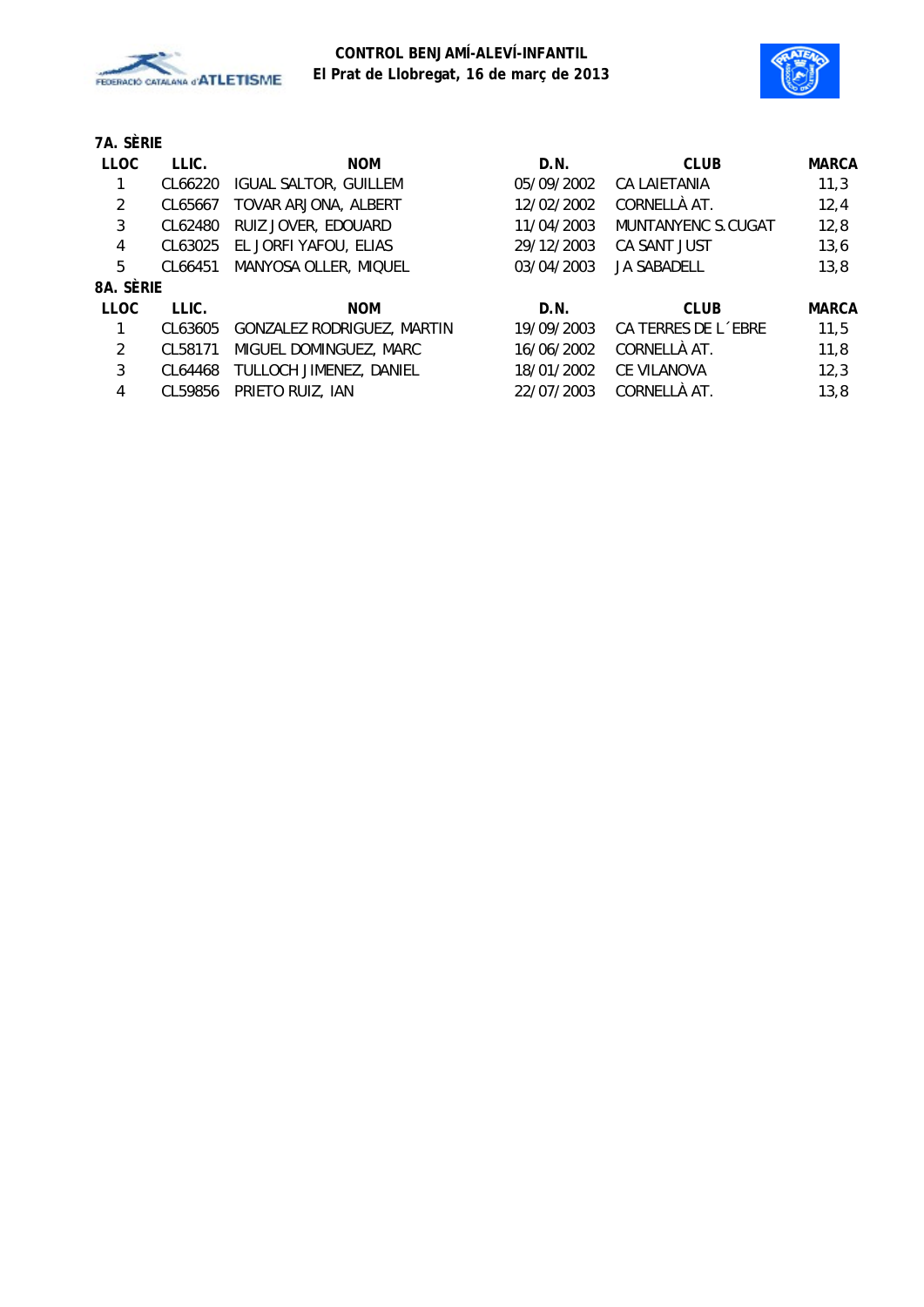# CONTROL BENJAMÍ-ALEVÍ-INFANTIL
## El Prat de Llobregat, 16 de març de 2013

### 7A. SÈRIE

| LLOC | LLIC. | NOM | D.N. | CLUB | MARCA |
|---|---|---|---|---|---|
| 1 | CL66220 | IGUAL SALTOR, GUILLEM | 05/09/2002 | CA LAIETANIA | 11,3 |
| 2 | CL65667 | TOVAR ARJONA, ALBERT | 12/02/2002 | CORNELLÀ AT. | 12,4 |
| 3 | CL62480 | RUIZ JOVER, EDOUARD | 11/04/2003 | MUNTANYENC S.CUGAT | 12,8 |
| 4 | CL63025 | EL JORFI YAFOU, ELIAS | 29/12/2003 | CA SANT JUST | 13,6 |
| 5 | CL66451 | MANYOSA OLLER, MIQUEL | 03/04/2003 | JA SABADELL | 13,8 |

### 8A. SÈRIE

| LLOC | LLIC. | NOM | D.N. | CLUB | MARCA |
|---|---|---|---|---|---|
| 1 | CL63605 | GONZALEZ RODRIGUEZ, MARTIN | 19/09/2003 | CA TERRES DE L´EBRE | 11,5 |
| 2 | CL58171 | MIGUEL DOMINGUEZ, MARC | 16/06/2002 | CORNELLÀ AT. | 11,8 |
| 3 | CL64468 | TULLOCH JIMENEZ, DANIEL | 18/01/2002 | CE VILANOVA | 12,3 |
| 4 | CL59856 | PRIETO RUIZ, IAN | 22/07/2003 | CORNELLÀ AT. | 13,8 |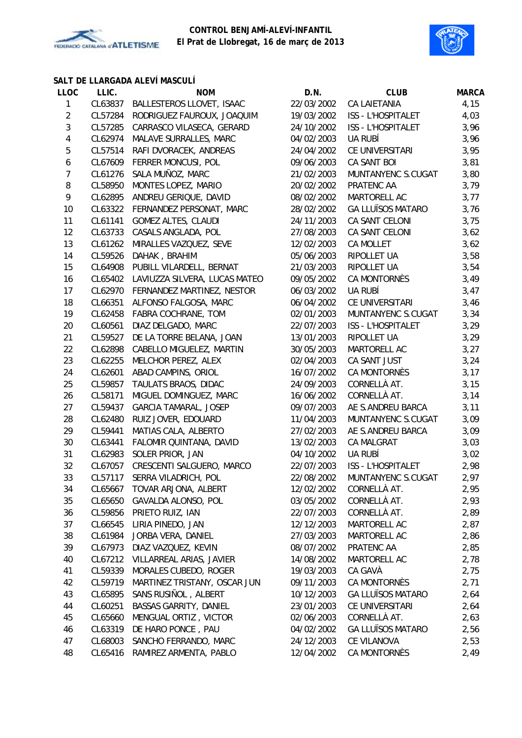**CONTROL BENJAMÍ-ALEVÍ-INFANTIL**
**El Prat de Llobregat, 16 de març de 2013**

### SALT DE LLARGADA ALEVÍ MASCULÍ

| LLOC | LLIC. | NOM | D.N. | CLUB | MARCA |
|---|---|---|---|---|---|
| 1 | CL63837 | BALLESTEROS LLOVET, ISAAC | 22/03/2002 | CA LAIETANIA | 4,15 |
| 2 | CL57284 | RODRIGUEZ FAUROUX, JOAQUIM | 19/03/2002 | ISS - L'HOSPITALET | 4,03 |
| 3 | CL57285 | CARRASCO VILASECA, GERARD | 24/10/2002 | ISS - L'HOSPITALET | 3,96 |
| 4 | CL62974 | MALAVE SURRALLES, MARC | 04/02/2003 | UA RUBÍ | 3,96 |
| 5 | CL57514 | RAFI DVORACEK, ANDREAS | 24/04/2002 | CE UNIVERSITARI | 3,95 |
| 6 | CL67609 | FERRER MONCUSI, POL | 09/06/2003 | CA SANT BOI | 3,81 |
| 7 | CL61276 | SALA MUÑOZ, MARC | 21/02/2003 | MUNTANYENC S.CUGAT | 3,80 |
| 8 | CL58950 | MONTES LOPEZ, MARIO | 20/02/2002 | PRATENC AA | 3,79 |
| 9 | CL62895 | ANDREU GERIQUE, DAVID | 08/02/2002 | MARTORELL AC | 3,77 |
| 10 | CL63322 | FERNANDEZ PERSONAT, MARC | 28/02/2002 | GA LLUÏSOS MATARO | 3,76 |
| 11 | CL61141 | GOMEZ ALTES, CLAUDI | 24/11/2003 | CA SANT CELONI | 3,75 |
| 12 | CL63733 | CASALS ANGLADA, POL | 27/08/2003 | CA SANT CELONI | 3,62 |
| 13 | CL61262 | MIRALLES VAZQUEZ, SEVE | 12/02/2003 | CA MOLLET | 3,62 |
| 14 | CL59526 | DAHAK , BRAHIM | 05/06/2003 | RIPOLLET UA | 3,58 |
| 15 | CL64908 | PUBILL VILARDELL, BERNAT | 21/03/2003 | RIPOLLET UA | 3,54 |
| 16 | CL65402 | LAVIUZZA SILVERA, LUCAS MATEO | 09/05/2002 | CA MONTORNÈS | 3,49 |
| 17 | CL62970 | FERNANDEZ MARTINEZ, NESTOR | 06/03/2002 | UA RUBÍ | 3,47 |
| 18 | CL66351 | ALFONSO FALGOSA, MARC | 06/04/2002 | CE UNIVERSITARI | 3,46 |
| 19 | CL62458 | FABRA COCHRANE, TOM | 02/01/2003 | MUNTANYENC S.CUGAT | 3,34 |
| 20 | CL60561 | DIAZ DELGADO, MARC | 22/07/2003 | ISS - L'HOSPITALET | 3,29 |
| 21 | CL59527 | DE LA TORRE BELANA, JOAN | 13/01/2003 | RIPOLLET UA | 3,29 |
| 22 | CL62898 | CABELLO MIGUELEZ, MARTIN | 30/05/2003 | MARTORELL AC | 3,27 |
| 23 | CL62255 | MELCHOR PEREZ, ALEX | 02/04/2003 | CA SANT JUST | 3,24 |
| 24 | CL62601 | ABAD CAMPINS, ORIOL | 16/07/2002 | CA MONTORNÈS | 3,17 |
| 25 | CL59857 | TAULATS BRAOS, DIDAC | 24/09/2003 | CORNELLÀ AT. | 3,15 |
| 26 | CL58171 | MIGUEL DOMINGUEZ, MARC | 16/06/2002 | CORNELLÀ AT. | 3,14 |
| 27 | CL59437 | GARCIA TAMARAL, JOSEP | 09/07/2003 | AE S.ANDREU BARCA | 3,11 |
| 28 | CL62480 | RUIZ JOVER, EDOUARD | 11/04/2003 | MUNTANYENC S.CUGAT | 3,09 |
| 29 | CL59441 | MATIAS CALA, ALBERTO | 27/02/2003 | AE S.ANDREU BARCA | 3,09 |
| 30 | CL63441 | FALOMIR QUINTANA, DAVID | 13/02/2003 | CA MALGRAT | 3,03 |
| 31 | CL62983 | SOLER PRIOR, JAN | 04/10/2002 | UA RUBÍ | 3,02 |
| 32 | CL67057 | CRESCENTI SALGUERO, MARCO | 22/07/2003 | ISS - L'HOSPITALET | 2,98 |
| 33 | CL57117 | SERRA VILADRICH, POL | 22/08/2002 | MUNTANYENC S.CUGAT | 2,97 |
| 34 | CL65667 | TOVAR ARJONA, ALBERT | 12/02/2002 | CORNELLÀ AT. | 2,95 |
| 35 | CL65650 | GAVALDA ALONSO, POL | 03/05/2002 | CORNELLÀ AT. | 2,93 |
| 36 | CL59856 | PRIETO RUIZ, IAN | 22/07/2003 | CORNELLÀ AT. | 2,89 |
| 37 | CL66545 | LIRIA PINEDO, JAN | 12/12/2003 | MARTORELL AC | 2,87 |
| 38 | CL61984 | JORBA VERA, DANIEL | 27/03/2003 | MARTORELL AC | 2,86 |
| 39 | CL67973 | DIAZ VAZQUEZ, KEVIN | 08/07/2002 | PRATENC AA | 2,85 |
| 40 | CL67212 | VILLARREAL ARIAS, JAVIER | 14/08/2002 | MARTORELL AC | 2,78 |
| 41 | CL59339 | MORALES CUBEDO, ROGER | 19/03/2003 | CA GAVÀ | 2,75 |
| 42 | CL59719 | MARTINEZ TRISTANY, OSCAR JUN | 09/11/2003 | CA MONTORNÈS | 2,71 |
| 43 | CL65895 | SANS RUSIÑOL , ALBERT | 10/12/2003 | GA LLUÏSOS MATARO | 2,64 |
| 44 | CL60251 | BASSAS GARRITY, DANIEL | 23/01/2003 | CE UNIVERSITARI | 2,64 |
| 45 | CL65660 | MENGUAL ORTIZ , VICTOR | 02/06/2003 | CORNELLÀ AT. | 2,63 |
| 46 | CL63319 | DE HARO PONCE , PAU | 04/02/2002 | GA LLUÏSOS MATARO | 2,56 |
| 47 | CL68003 | SANCHO FERRANDO, MARC | 24/12/2003 | CE VILANOVA | 2,53 |
| 48 | CL65416 | RAMIREZ ARMENTA, PABLO | 12/04/2002 | CA MONTORNÈS | 2,49 |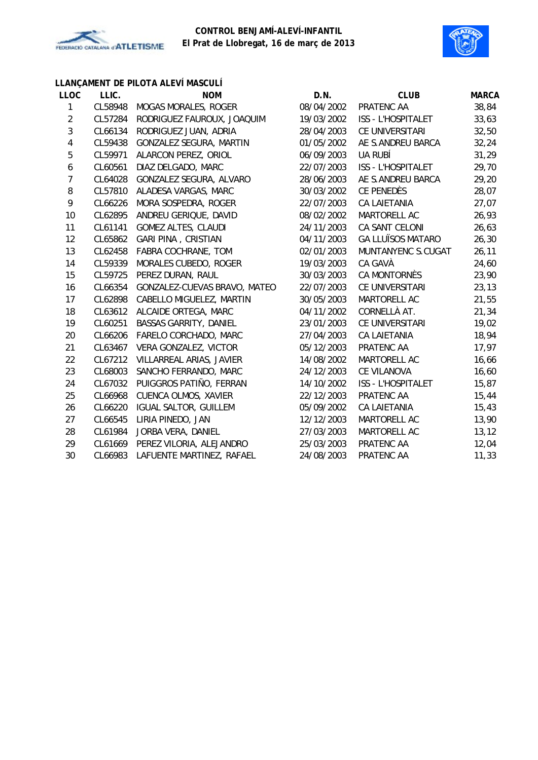**CONTROL BENJAMÍ-ALEVÍ-INFANTIL**
**El Prat de Llobregat, 16 de març de 2013**

### LLANÇAMENT DE PILOTA ALEVÍ MASCULÍ

| LLOC | LLIC. | NOM | D.N. | CLUB | MARCA |
|---|---|---|---|---|---|
| 1 | CL58948 | MOGAS MORALES, ROGER | 08/04/2002 | PRATENC AA | 38,84 |
| 2 | CL57284 | RODRIGUEZ FAUROUX, JOAQUIM | 19/03/2002 | ISS - L'HOSPITALET | 33,63 |
| 3 | CL66134 | RODRIGUEZ JUAN, ADRIA | 28/04/2003 | CE UNIVERSITARI | 32,50 |
| 4 | CL59438 | GONZALEZ SEGURA, MARTIN | 01/05/2002 | AE S.ANDREU BARCA | 32,24 |
| 5 | CL59971 | ALARCON PEREZ, ORIOL | 06/09/2003 | UA RUBÍ | 31,29 |
| 6 | CL60561 | DIAZ DELGADO, MARC | 22/07/2003 | ISS - L'HOSPITALET | 29,70 |
| 7 | CL64028 | GONZALEZ SEGURA, ALVARO | 28/06/2003 | AE S.ANDREU BARCA | 29,20 |
| 8 | CL57810 | ALADESA VARGAS, MARC | 30/03/2002 | CE PENEDÈS | 28,07 |
| 9 | CL66226 | MORA SOSPEDRA, ROGER | 22/07/2003 | CA LAIETANIA | 27,07 |
| 10 | CL62895 | ANDREU GERIQUE, DAVID | 08/02/2002 | MARTORELL AC | 26,93 |
| 11 | CL61141 | GOMEZ ALTES, CLAUDI | 24/11/2003 | CA SANT CELONI | 26,63 |
| 12 | CL65862 | GARI PINA , CRISTIAN | 04/11/2003 | GA LLUÏSOS MATARO | 26,30 |
| 13 | CL62458 | FABRA COCHRANE, TOM | 02/01/2003 | MUNTANYENC S.CUGAT | 26,11 |
| 14 | CL59339 | MORALES CUBEDO, ROGER | 19/03/2003 | CA GAVÀ | 24,60 |
| 15 | CL59725 | PEREZ DURAN, RAUL | 30/03/2002 | CA MONTORNÈS | 23,90 |
| 16 | CL66354 | GONZALEZ-CUEVAS BRAVO, MATEO | 22/07/2003 | CE UNIVERSITARI | 23,13 |
| 17 | CL62898 | CABELLO MIGUELEZ, MARTIN | 30/05/2003 | MARTORELL AC | 21,55 |
| 18 | CL63612 | ALCAIDE ORTEGA, MARC | 04/11/2002 | CORNELLÀ AT. | 21,34 |
| 19 | CL60251 | BASSAS GARRITY, DANIEL | 23/01/2003 | CE UNIVERSITARI | 19,02 |
| 20 | CL66206 | FARELO CORCHADO, MARC | 27/04/2003 | CA LAIETANIA | 18,94 |
| 21 | CL63467 | VERA GONZALEZ, VICTOR | 05/12/2003 | PRATENC AA | 17,97 |
| 22 | CL67212 | VILLARREAL ARIAS, JAVIER | 14/08/2002 | MARTORELL AC | 16,66 |
| 23 | CL68003 | SANCHO FERRANDO, MARC | 24/12/2003 | CE VILANOVA | 16,60 |
| 24 | CL67032 | PUIGGROS PATIÑO, FERRAN | 14/10/2002 | ISS - L'HOSPITALET | 15,87 |
| 25 | CL66968 | CUENCA OLMOS, XAVIER | 22/12/2003 | PRATENC AA | 15,44 |
| 26 | CL66220 | IGUAL SALTOR, GUILLEM | 05/09/2002 | CA LAIETANIA | 15,43 |
| 27 | CL66545 | LIRIA PINEDO, JAN | 12/12/2003 | MARTORELL AC | 13,90 |
| 28 | CL61984 | JORBA VERA, DANIEL | 27/03/2003 | MARTORELL AC | 13,12 |
| 29 | CL61669 | PEREZ VILORIA, ALEJANDRO | 25/03/2003 | PRATENC AA | 12,04 |
| 30 | CL66983 | LAFUENTE MARTINEZ, RAFAEL | 24/08/2003 | PRATENC AA | 11,33 |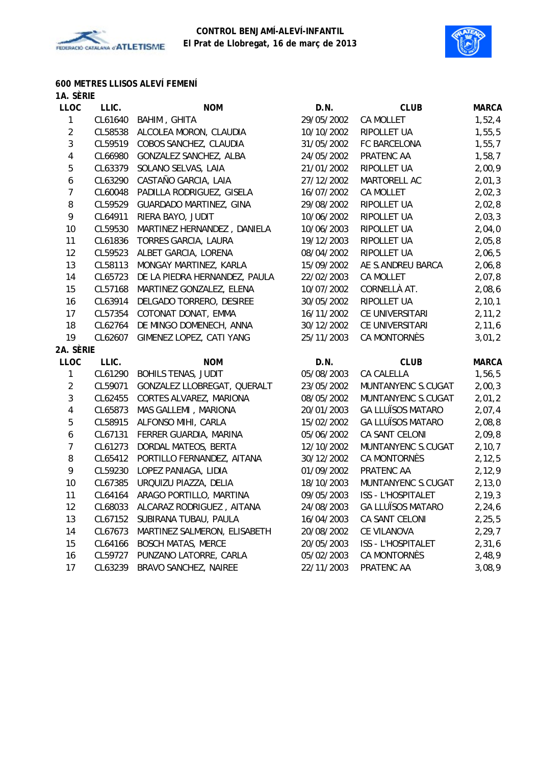**CONTROL BENJAMÍ-ALEVÍ-INFANTIL**
**El Prat de Llobregat, 16 de març de 2013**

## 600 METRES LLISOS ALEVÍ FEMENÍ

### 1A. SÈRIE

| LLOC | LLIC. | NOM | D.N. | CLUB | MARCA |
|---|---|---|---|---|---|
| 1 | CL61640 | BAHIM , GHITA | 29/05/2002 | CA MOLLET | 1,52,4 |
| 2 | CL58538 | ALCOLEA MORON, CLAUDIA | 10/10/2002 | RIPOLLET UA | 1,55,5 |
| 3 | CL59519 | COBOS SANCHEZ, CLAUDIA | 31/05/2002 | FC BARCELONA | 1,55,7 |
| 4 | CL66980 | GONZALEZ SANCHEZ, ALBA | 24/05/2002 | PRATENC AA | 1,58,7 |
| 5 | CL63379 | SOLANO SELVAS, LAIA | 21/01/2002 | RIPOLLET UA | 2,00,9 |
| 6 | CL63290 | CASTAÑO GARCIA, LAIA | 27/12/2002 | MARTORELL AC | 2,01,3 |
| 7 | CL60048 | PADILLA RODRIGUEZ, GISELA | 16/07/2002 | CA MOLLET | 2,02,3 |
| 8 | CL59529 | GUARDADO MARTINEZ, GINA | 29/08/2002 | RIPOLLET UA | 2,02,8 |
| 9 | CL64911 | RIERA BAYO, JUDIT | 10/06/2002 | RIPOLLET UA | 2,03,3 |
| 10 | CL59530 | MARTINEZ HERNANDEZ , DANIELA | 10/06/2003 | RIPOLLET UA | 2,04,0 |
| 11 | CL61836 | TORRES GARCIA, LAURA | 19/12/2003 | RIPOLLET UA | 2,05,8 |
| 12 | CL59523 | ALBET GARCIA, LORENA | 08/04/2002 | RIPOLLET UA | 2,06,5 |
| 13 | CL58113 | MONGAY MARTINEZ, KARLA | 15/09/2002 | AE S.ANDREU BARCA | 2,06,8 |
| 14 | CL65723 | DE LA PIEDRA HERNANDEZ, PAULA | 22/02/2003 | CA MOLLET | 2,07,8 |
| 15 | CL57168 | MARTINEZ GONZALEZ, ELENA | 10/07/2002 | CORNELLÀ AT. | 2,08,6 |
| 16 | CL63914 | DELGADO TORRERO, DESIREE | 30/05/2002 | RIPOLLET UA | 2,10,1 |
| 17 | CL57354 | COTONAT DONAT, EMMA | 16/11/2002 | CE UNIVERSITARI | 2,11,2 |
| 18 | CL62764 | DE MINGO DOMENECH, ANNA | 30/12/2002 | CE UNIVERSITARI | 2,11,6 |
| 19 | CL62607 | GIMENEZ LOPEZ, CATI YANG | 25/11/2003 | CA MONTORNÈS | 3,01,2 |

### 2A. SÈRIE

| LLOC | LLIC. | NOM | D.N. | CLUB | MARCA |
|---|---|---|---|---|---|
| 1 | CL61290 | BOHILS TENAS, JUDIT | 05/08/2003 | CA CALELLA | 1,56,5 |
| 2 | CL59071 | GONZALEZ LLOBREGAT, QUERALT | 23/05/2002 | MUNTANYENC S.CUGAT | 2,00,3 |
| 3 | CL62455 | CORTES ALVAREZ, MARIONA | 08/05/2002 | MUNTANYENC S.CUGAT | 2,01,2 |
| 4 | CL65873 | MAS GALLEMI , MARIONA | 20/01/2003 | GA LLUÏSOS MATARO | 2,07,4 |
| 5 | CL58915 | ALFONSO MIHI, CARLA | 15/02/2002 | GA LLUÏSOS MATARO | 2,08,8 |
| 6 | CL67131 | FERRER GUARDIA, MARINA | 05/06/2002 | CA SANT CELONI | 2,09,8 |
| 7 | CL61273 | DORDAL MATEOS, BERTA | 12/10/2002 | MUNTANYENC S.CUGAT | 2,10,7 |
| 8 | CL65412 | PORTILLO FERNANDEZ, AITANA | 30/12/2002 | CA MONTORNÈS | 2,12,5 |
| 9 | CL59230 | LOPEZ PANIAGA, LIDIA | 01/09/2002 | PRATENC AA | 2,12,9 |
| 10 | CL67385 | URQUIZU PIAZZA, DELIA | 18/10/2003 | MUNTANYENC S.CUGAT | 2,13,0 |
| 11 | CL64164 | ARAGO PORTILLO, MARTINA | 09/05/2003 | ISS - L'HOSPITALET | 2,19,3 |
| 12 | CL68033 | ALCARAZ RODRIGUEZ , AITANA | 24/08/2003 | GA LLUÏSOS MATARO | 2,24,6 |
| 13 | CL67152 | SUBIRANA TUBAU, PAULA | 16/04/2003 | CA SANT CELONI | 2,25,5 |
| 14 | CL67673 | MARTINEZ SALMERON, ELISABETH | 20/08/2002 | CE VILANOVA | 2,29,7 |
| 15 | CL64166 | BOSCH MATAS, MERCE | 20/05/2003 | ISS - L'HOSPITALET | 2,31,6 |
| 16 | CL59727 | PUNZANO LATORRE, CARLA | 05/02/2003 | CA MONTORNÈS | 2,48,9 |
| 17 | CL63239 | BRAVO SANCHEZ, NAIREE | 22/11/2003 | PRATENC AA | 3,08,9 |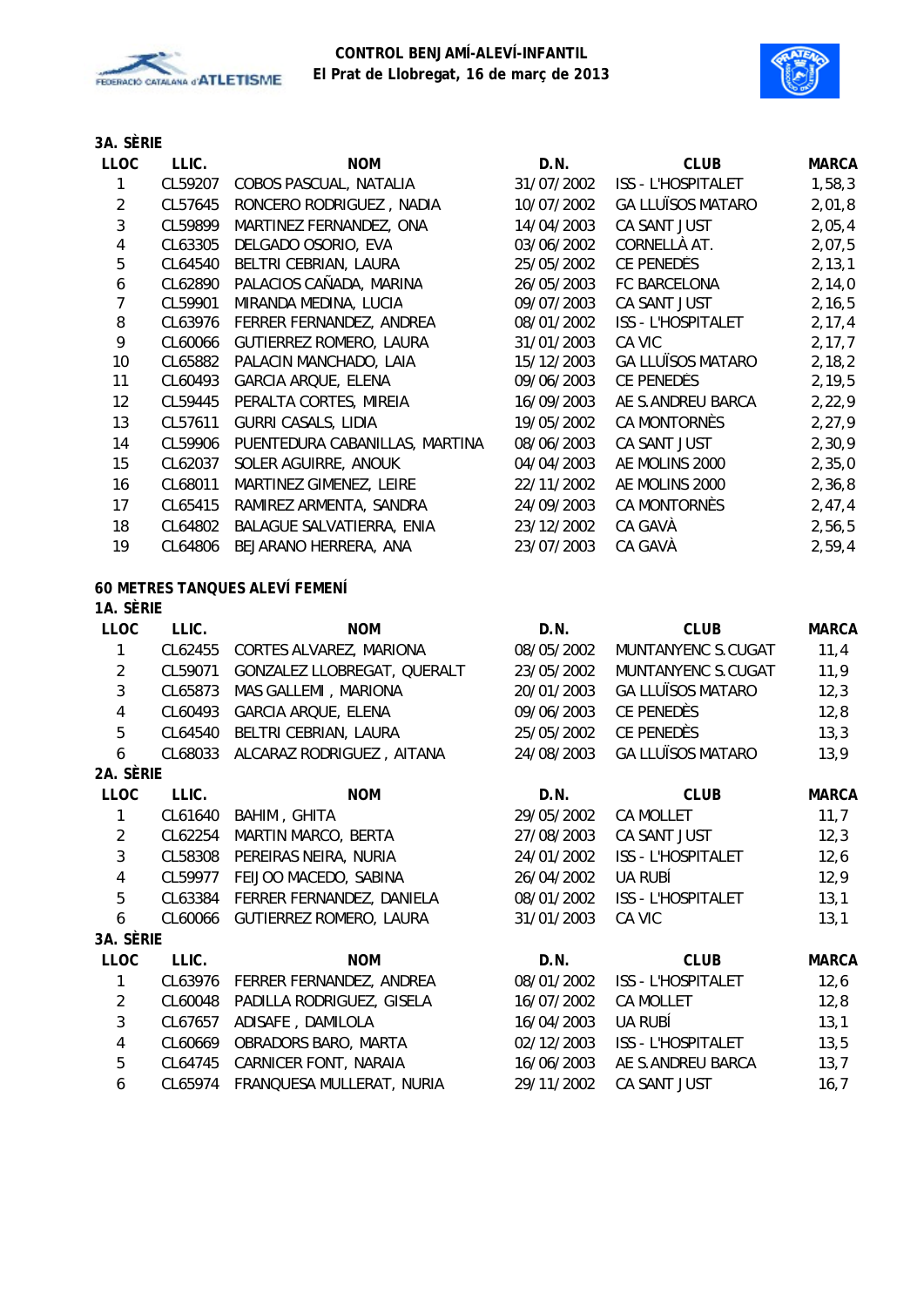**CONTROL BENJAMÍ-ALEVÍ-INFANTIL**
**El Prat de Llobregat, 16 de març de 2013**

### 3A. SÈRIE

| LLOC | LLIC. | NOM | D.N. | CLUB | MARCA |
|---|---|---|---|---|---|
| 1 | CL59207 | COBOS PASCUAL, NATALIA | 31/07/2002 | ISS - L'HOSPITALET | 1,58,3 |
| 2 | CL57645 | RONCERO RODRIGUEZ , NADIA | 10/07/2002 | GA LLUÏSOS MATARO | 2,01,8 |
| 3 | CL59899 | MARTINEZ FERNANDEZ, ONA | 14/04/2003 | CA SANT JUST | 2,05,4 |
| 4 | CL63305 | DELGADO OSORIO, EVA | 03/06/2002 | CORNELLÀ AT. | 2,07,5 |
| 5 | CL64540 | BELTRI CEBRIAN, LAURA | 25/05/2002 | CE PENEDÈS | 2,13,1 |
| 6 | CL62890 | PALACIOS CAÑADA, MARINA | 26/05/2003 | FC BARCELONA | 2,14,0 |
| 7 | CL59901 | MIRANDA MEDINA, LUCIA | 09/07/2003 | CA SANT JUST | 2,16,5 |
| 8 | CL63976 | FERRER FERNANDEZ, ANDREA | 08/01/2002 | ISS - L'HOSPITALET | 2,17,4 |
| 9 | CL60066 | GUTIERREZ ROMERO, LAURA | 31/01/2003 | CA VIC | 2,17,7 |
| 10 | CL65882 | PALACIN MANCHADO, LAIA | 15/12/2003 | GA LLUÏSOS MATARO | 2,18,2 |
| 11 | CL60493 | GARCIA ARQUE, ELENA | 09/06/2003 | CE PENEDÈS | 2,19,5 |
| 12 | CL59445 | PERALTA CORTES, MIREIA | 16/09/2003 | AE S.ANDREU BARCA | 2,22,9 |
| 13 | CL57611 | GURRI CASALS, LIDIA | 19/05/2002 | CA MONTORNÈS | 2,27,9 |
| 14 | CL59906 | PUENTEDURA CABANILLAS, MARTINA | 08/06/2003 | CA SANT JUST | 2,30,9 |
| 15 | CL62037 | SOLER AGUIRRE, ANOUK | 04/04/2003 | AE MOLINS 2000 | 2,35,0 |
| 16 | CL68011 | MARTINEZ GIMENEZ, LEIRE | 22/11/2002 | AE MOLINS 2000 | 2,36,8 |
| 17 | CL65415 | RAMIREZ ARMENTA, SANDRA | 24/09/2003 | CA MONTORNÈS | 2,47,4 |
| 18 | CL64802 | BALAGUE SALVATIERRA, ENIA | 23/12/2002 | CA GAVÀ | 2,56,5 |
| 19 | CL64806 | BEJARANO HERRERA, ANA | 23/07/2003 | CA GAVÀ | 2,59,4 |

## 60 METRES TANQUES ALEVÍ FEMENÍ

### 1A. SÈRIE

| LLOC | LLIC. | NOM | D.N. | CLUB | MARCA |
|---|---|---|---|---|---|
| 1 | CL62455 | CORTES ALVAREZ, MARIONA | 08/05/2002 | MUNTANYENC S.CUGAT | 11,4 |
| 2 | CL59071 | GONZALEZ LLOBREGAT, QUERALT | 23/05/2002 | MUNTANYENC S.CUGAT | 11,9 |
| 3 | CL65873 | MAS GALLEMI , MARIONA | 20/01/2003 | GA LLUÏSOS MATARO | 12,3 |
| 4 | CL60493 | GARCIA ARQUE, ELENA | 09/06/2003 | CE PENEDÈS | 12,8 |
| 5 | CL64540 | BELTRI CEBRIAN, LAURA | 25/05/2002 | CE PENEDÈS | 13,3 |
| 6 | CL68033 | ALCARAZ RODRIGUEZ , AITANA | 24/08/2003 | GA LLUÏSOS MATARO | 13,9 |

### 2A. SÈRIE

| LLOC | LLIC. | NOM | D.N. | CLUB | MARCA |
|---|---|---|---|---|---|
| 1 | CL61640 | BAHIM , GHITA | 29/05/2002 | CA MOLLET | 11,7 |
| 2 | CL62254 | MARTIN MARCO, BERTA | 27/08/2003 | CA SANT JUST | 12,3 |
| 3 | CL58308 | PEREIRAS NEIRA, NURIA | 24/01/2002 | ISS - L'HOSPITALET | 12,6 |
| 4 | CL59977 | FEIJOO MACEDO, SABINA | 26/04/2002 | UA RUBÍ | 12,9 |
| 5 | CL63384 | FERRER FERNANDEZ, DANIELA | 08/01/2002 | ISS - L'HOSPITALET | 13,1 |
| 6 | CL60066 | GUTIERREZ ROMERO, LAURA | 31/01/2003 | CA VIC | 13,1 |

### 3A. SÈRIE

| LLOC | LLIC. | NOM | D.N. | CLUB | MARCA |
|---|---|---|---|---|---|
| 1 | CL63976 | FERRER FERNANDEZ, ANDREA | 08/01/2002 | ISS - L'HOSPITALET | 12,6 |
| 2 | CL60048 | PADILLA RODRIGUEZ, GISELA | 16/07/2002 | CA MOLLET | 12,8 |
| 3 | CL67657 | ADISAFE , DAMILOLA | 16/04/2003 | UA RUBÍ | 13,1 |
| 4 | CL60669 | OBRADORS BARO, MARTA | 02/12/2003 | ISS - L'HOSPITALET | 13,5 |
| 5 | CL64745 | CARNICER FONT, NARAIA | 16/06/2003 | AE S.ANDREU BARCA | 13,7 |
| 6 | CL65974 | FRANQUESA MULLERAT, NURIA | 29/11/2002 | CA SANT JUST | 16,7 |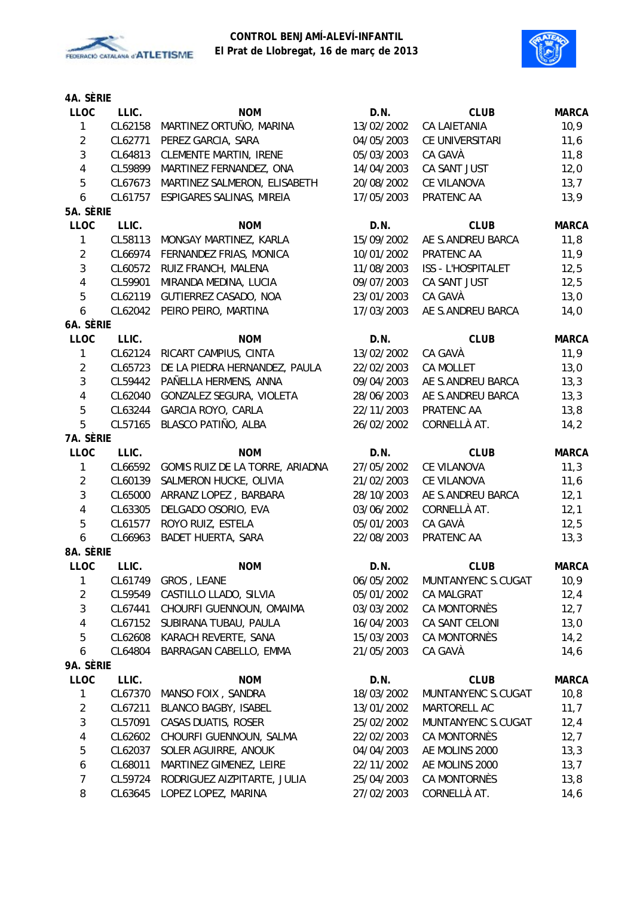**CONTROL BENJAMÍ-ALEVÍ-INFANTIL**
**El Prat de Llobregat, 16 de març de 2013**

**4A. SÈRIE**

| LLOC | LLIC. | NOM | D.N. | CLUB | MARCA |
|---|---|---|---|---|---|
| 1 | CL62158 | MARTINEZ ORTUÑO, MARINA | 13/02/2002 | CA LAIETANIA | 10,9 |
| 2 | CL62771 | PEREZ GARCIA, SARA | 04/05/2003 | CE UNIVERSITARI | 11,6 |
| 3 | CL64813 | CLEMENTE MARTIN, IRENE | 05/03/2003 | CA GAVÀ | 11,8 |
| 4 | CL59899 | MARTINEZ FERNANDEZ, ONA | 14/04/2003 | CA SANT JUST | 12,0 |
| 5 | CL67673 | MARTINEZ SALMERON, ELISABETH | 20/08/2002 | CE VILANOVA | 13,7 |
| 6 | CL61757 | ESPIGARES SALINAS, MIREIA | 17/05/2003 | PRATENC AA | 13,9 |

**5A. SÈRIE**

| LLOC | LLIC. | NOM | D.N. | CLUB | MARCA |
|---|---|---|---|---|---|
| 1 | CL58113 | MONGAY MARTINEZ, KARLA | 15/09/2002 | AE S.ANDREU BARCA | 11,8 |
| 2 | CL66974 | FERNANDEZ FRIAS, MONICA | 10/01/2002 | PRATENC AA | 11,9 |
| 3 | CL60572 | RUIZ FRANCH, MALENA | 11/08/2003 | ISS - L'HOSPITALET | 12,5 |
| 4 | CL59901 | MIRANDA MEDINA, LUCIA | 09/07/2003 | CA SANT JUST | 12,5 |
| 5 | CL62119 | GUTIERREZ CASADO, NOA | 23/01/2003 | CA GAVÀ | 13,0 |
| 6 | CL62042 | PEIRO PEIRO, MARTINA | 17/03/2003 | AE S.ANDREU BARCA | 14,0 |

**6A. SÈRIE**

| LLOC | LLIC. | NOM | D.N. | CLUB | MARCA |
|---|---|---|---|---|---|
| 1 | CL62124 | RICART CAMPIUS, CINTA | 13/02/2002 | CA GAVÀ | 11,9 |
| 2 | CL65723 | DE LA PIEDRA HERNANDEZ, PAULA | 22/02/2003 | CA MOLLET | 13,0 |
| 3 | CL59442 | PAÑELLA HERMENS, ANNA | 09/04/2003 | AE S.ANDREU BARCA | 13,3 |
| 4 | CL62040 | GONZALEZ SEGURA, VIOLETA | 28/06/2003 | AE S.ANDREU BARCA | 13,3 |
| 5 | CL63244 | GARCIA ROYO, CARLA | 22/11/2003 | PRATENC AA | 13,8 |
| 5 | CL57165 | BLASCO PATIÑO, ALBA | 26/02/2002 | CORNELLÀ AT. | 14,2 |

**7A. SÈRIE**

| LLOC | LLIC. | NOM | D.N. | CLUB | MARCA |
|---|---|---|---|---|---|
| 1 | CL66592 | GOMIS RUIZ DE LA TORRE, ARIADNA | 27/05/2002 | CE VILANOVA | 11,3 |
| 2 | CL60139 | SALMERON HUCKE, OLIVIA | 21/02/2003 | CE VILANOVA | 11,6 |
| 3 | CL65000 | ARRANZ LOPEZ , BARBARA | 28/10/2003 | AE S.ANDREU BARCA | 12,1 |
| 4 | CL63305 | DELGADO OSORIO, EVA | 03/06/2002 | CORNELLÀ AT. | 12,1 |
| 5 | CL61577 | ROYO RUIZ, ESTELA | 05/01/2003 | CA GAVÀ | 12,5 |
| 6 | CL66963 | BADET HUERTA, SARA | 22/08/2003 | PRATENC AA | 13,3 |

**8A. SÈRIE**

| LLOC | LLIC. | NOM | D.N. | CLUB | MARCA |
|---|---|---|---|---|---|
| 1 | CL61749 | GROS , LEANE | 06/05/2002 | MUNTANYENC S.CUGAT | 10,9 |
| 2 | CL59549 | CASTILLO LLADO, SILVIA | 05/01/2002 | CA MALGRAT | 12,4 |
| 3 | CL67441 | CHOURFI GUENNOUN, OMAIMA | 03/03/2002 | CA MONTORNÈS | 12,7 |
| 4 | CL67152 | SUBIRANA TUBAU, PAULA | 16/04/2003 | CA SANT CELONI | 13,0 |
| 5 | CL62608 | KARACH REVERTE, SANA | 15/03/2003 | CA MONTORNÈS | 14,2 |
| 6 | CL64804 | BARRAGAN CABELLO, EMMA | 21/05/2003 | CA GAVÀ | 14,6 |

**9A. SÈRIE**

| LLOC | LLIC. | NOM | D.N. | CLUB | MARCA |
|---|---|---|---|---|---|
| 1 | CL67370 | MANSO FOIX , SANDRA | 18/03/2002 | MUNTANYENC S.CUGAT | 10,8 |
| 2 | CL67211 | BLANCO BAGBY, ISABEL | 13/01/2002 | MARTORELL AC | 11,7 |
| 3 | CL57091 | CASAS DUATIS, ROSER | 25/02/2002 | MUNTANYENC S.CUGAT | 12,4 |
| 4 | CL62602 | CHOURFI GUENNOUN, SALMA | 22/02/2003 | CA MONTORNÈS | 12,7 |
| 5 | CL62037 | SOLER AGUIRRE, ANOUK | 04/04/2003 | AE MOLINS 2000 | 13,3 |
| 6 | CL68011 | MARTINEZ GIMENEZ, LEIRE | 22/11/2002 | AE MOLINS 2000 | 13,7 |
| 7 | CL59724 | RODRIGUEZ AIZPITARTE, JULIA | 25/04/2003 | CA MONTORNÈS | 13,8 |
| 8 | CL63645 | LOPEZ LOPEZ, MARINA | 27/02/2003 | CORNELLÀ AT. | 14,6 |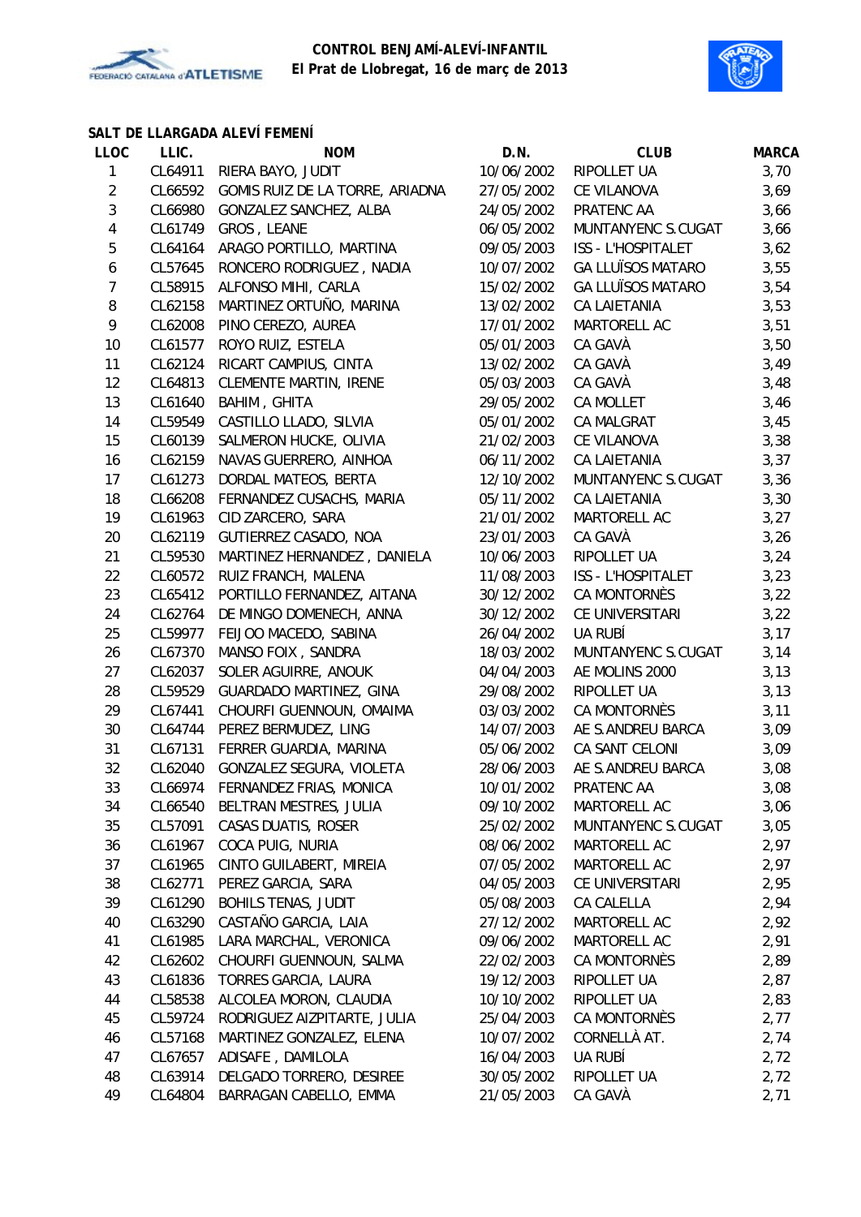**CONTROL BENJAMÍ-ALEVÍ-INFANTIL**
**El Prat de Llobregat, 16 de març de 2013**

### SALT DE LLARGADA ALEVÍ FEMENÍ

| LLOC | LLIC. | NOM | D.N. | CLUB | MARCA |
|---|---|---|---|---|---|
| 1 | CL64911 | RIERA BAYO, JUDIT | 10/06/2002 | RIPOLLET UA | 3,70 |
| 2 | CL66592 | GOMIS RUIZ DE LA TORRE, ARIADNA | 27/05/2002 | CE VILANOVA | 3,69 |
| 3 | CL66980 | GONZALEZ SANCHEZ, ALBA | 24/05/2002 | PRATENC AA | 3,66 |
| 4 | CL61749 | GROS , LEANE | 06/05/2002 | MUNTANYENC S.CUGAT | 3,66 |
| 5 | CL64164 | ARAGO PORTILLO, MARTINA | 09/05/2003 | ISS - L'HOSPITALET | 3,62 |
| 6 | CL57645 | RONCERO RODRIGUEZ , NADIA | 10/07/2002 | GA LLUÏSOS MATARO | 3,55 |
| 7 | CL58915 | ALFONSO MIHI, CARLA | 15/02/2002 | GA LLUÏSOS MATARO | 3,54 |
| 8 | CL62158 | MARTINEZ ORTUÑO, MARINA | 13/02/2002 | CA LAIETANIA | 3,53 |
| 9 | CL62008 | PINO CEREZO, AUREA | 17/01/2002 | MARTORELL AC | 3,51 |
| 10 | CL61577 | ROYO RUIZ, ESTELA | 05/01/2003 | CA GAVÀ | 3,50 |
| 11 | CL62124 | RICART CAMPIUS, CINTA | 13/02/2002 | CA GAVÀ | 3,49 |
| 12 | CL64813 | CLEMENTE MARTIN, IRENE | 05/03/2003 | CA GAVÀ | 3,48 |
| 13 | CL61640 | BAHIM , GHITA | 29/05/2002 | CA MOLLET | 3,46 |
| 14 | CL59549 | CASTILLO LLADO, SILVIA | 05/01/2002 | CA MALGRAT | 3,45 |
| 15 | CL60139 | SALMERON HUCKE, OLIVIA | 21/02/2003 | CE VILANOVA | 3,38 |
| 16 | CL62159 | NAVAS GUERRERO, AINHOA | 06/11/2002 | CA LAIETANIA | 3,37 |
| 17 | CL61273 | DORDAL MATEOS, BERTA | 12/10/2002 | MUNTANYENC S.CUGAT | 3,36 |
| 18 | CL66208 | FERNANDEZ CUSACHS, MARIA | 05/11/2002 | CA LAIETANIA | 3,30 |
| 19 | CL61963 | CID ZARCERO, SARA | 21/01/2002 | MARTORELL AC | 3,27 |
| 20 | CL62119 | GUTIERREZ CASADO, NOA | 23/01/2003 | CA GAVÀ | 3,26 |
| 21 | CL59530 | MARTINEZ HERNANDEZ , DANIELA | 10/06/2003 | RIPOLLET UA | 3,24 |
| 22 | CL60572 | RUIZ FRANCH, MALENA | 11/08/2003 | ISS - L'HOSPITALET | 3,23 |
| 23 | CL65412 | PORTILLO FERNANDEZ, AITANA | 30/12/2002 | CA MONTORNÈS | 3,22 |
| 24 | CL62764 | DE MINGO DOMENECH, ANNA | 30/12/2002 | CE UNIVERSITARI | 3,22 |
| 25 | CL59977 | FEIJOO MACEDO, SABINA | 26/04/2002 | UA RUBÍ | 3,17 |
| 26 | CL67370 | MANSO FOIX , SANDRA | 18/03/2002 | MUNTANYENC S.CUGAT | 3,14 |
| 27 | CL62037 | SOLER AGUIRRE, ANOUK | 04/04/2003 | AE MOLINS 2000 | 3,13 |
| 28 | CL59529 | GUARDADO MARTINEZ, GINA | 29/08/2002 | RIPOLLET UA | 3,13 |
| 29 | CL67441 | CHOURFI GUENNOUN, OMAIMA | 03/03/2002 | CA MONTORNÈS | 3,11 |
| 30 | CL64744 | PEREZ BERMUDEZ, LING | 14/07/2003 | AE S.ANDREU BARCA | 3,09 |
| 31 | CL67131 | FERRER GUARDIA, MARINA | 05/06/2002 | CA SANT CELONI | 3,09 |
| 32 | CL62040 | GONZALEZ SEGURA, VIOLETA | 28/06/2003 | AE S.ANDREU BARCA | 3,08 |
| 33 | CL66974 | FERNANDEZ FRIAS, MONICA | 10/01/2002 | PRATENC AA | 3,08 |
| 34 | CL66540 | BELTRAN MESTRES, JULIA | 09/10/2002 | MARTORELL AC | 3,06 |
| 35 | CL57091 | CASAS DUATIS, ROSER | 25/02/2002 | MUNTANYENC S.CUGAT | 3,05 |
| 36 | CL61967 | COCA PUIG, NURIA | 08/06/2002 | MARTORELL AC | 2,97 |
| 37 | CL61965 | CINTO GUILABERT, MIREIA | 07/05/2002 | MARTORELL AC | 2,97 |
| 38 | CL62771 | PEREZ GARCIA, SARA | 04/05/2003 | CE UNIVERSITARI | 2,95 |
| 39 | CL61290 | BOHILS TENAS, JUDIT | 05/08/2003 | CA CALELLA | 2,94 |
| 40 | CL63290 | CASTAÑO GARCIA, LAIA | 27/12/2002 | MARTORELL AC | 2,92 |
| 41 | CL61985 | LARA MARCHAL, VERONICA | 09/06/2002 | MARTORELL AC | 2,91 |
| 42 | CL62602 | CHOURFI GUENNOUN, SALMA | 22/02/2003 | CA MONTORNÈS | 2,89 |
| 43 | CL61836 | TORRES GARCIA, LAURA | 19/12/2003 | RIPOLLET UA | 2,87 |
| 44 | CL58538 | ALCOLEA MORON, CLAUDIA | 10/10/2002 | RIPOLLET UA | 2,83 |
| 45 | CL59724 | RODRIGUEZ AIZPITARTE, JULIA | 25/04/2003 | CA MONTORNÈS | 2,77 |
| 46 | CL57168 | MARTINEZ GONZALEZ, ELENA | 10/07/2002 | CORNELLÀ AT. | 2,74 |
| 47 | CL67657 | ADISAFE , DAMILOLA | 16/04/2003 | UA RUBÍ | 2,72 |
| 48 | CL63914 | DELGADO TORRERO, DESIREE | 30/05/2002 | RIPOLLET UA | 2,72 |
| 49 | CL64804 | BARRAGAN CABELLO, EMMA | 21/05/2003 | CA GAVÀ | 2,71 |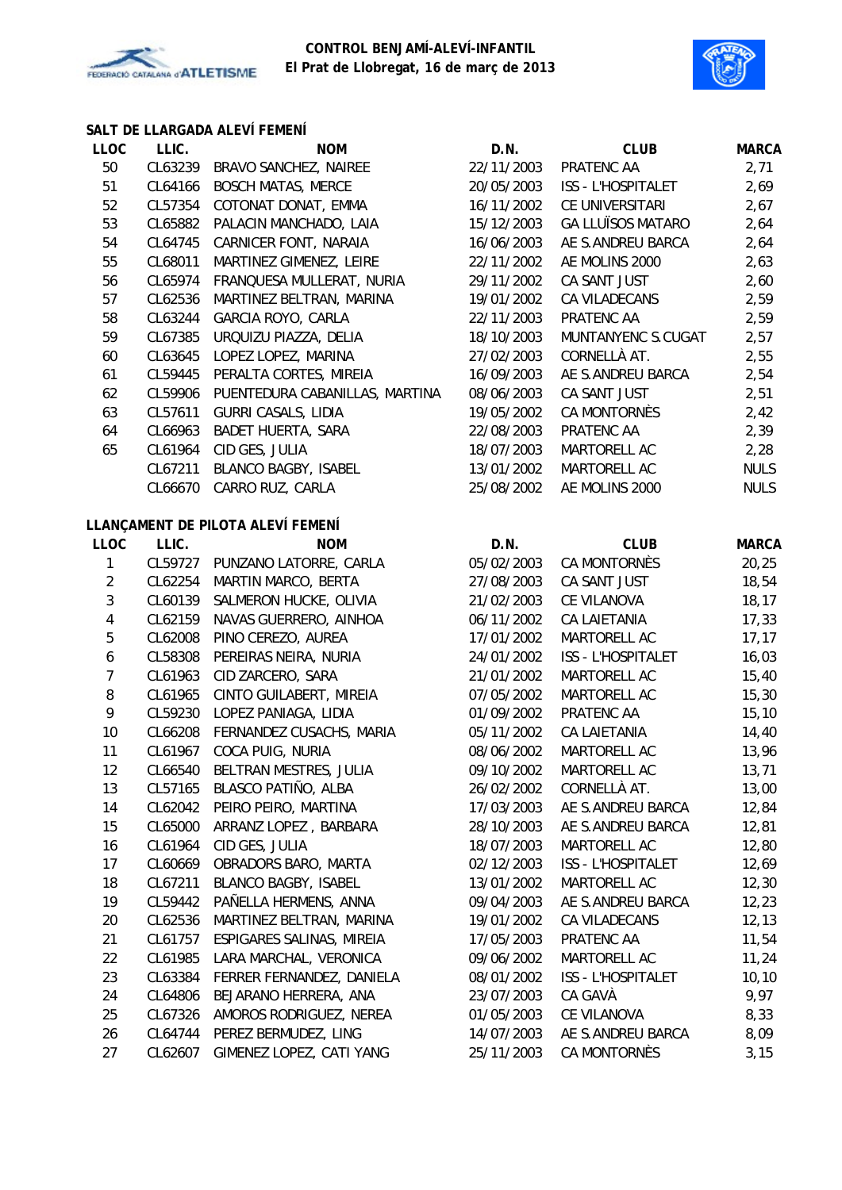**CONTROL BENJAMÍ-ALEVÍ-INFANTIL**
**El Prat de Llobregat, 16 de març de 2013**

### SALT DE LLARGADA ALEVÍ FEMENÍ

| LLOC | LLIC. | NOM | D.N. | CLUB | MARCA |
|---|---|---|---|---|---|
| 50 | CL63239 | BRAVO SANCHEZ, NAIREE | 22/11/2003 | PRATENC AA | 2,71 |
| 51 | CL64166 | BOSCH MATAS, MERCE | 20/05/2003 | ISS - L'HOSPITALET | 2,69 |
| 52 | CL57354 | COTONAT DONAT, EMMA | 16/11/2002 | CE UNIVERSITARI | 2,67 |
| 53 | CL65882 | PALACIN MANCHADO, LAIA | 15/12/2003 | GA LLUÏSOS MATARO | 2,64 |
| 54 | CL64745 | CARNICER FONT, NARAIA | 16/06/2003 | AE S.ANDREU BARCA | 2,64 |
| 55 | CL68011 | MARTINEZ GIMENEZ, LEIRE | 22/11/2002 | AE MOLINS 2000 | 2,63 |
| 56 | CL65974 | FRANQUESA MULLERAT, NURIA | 29/11/2002 | CA SANT JUST | 2,60 |
| 57 | CL62536 | MARTINEZ BELTRAN, MARINA | 19/01/2002 | CA VILADECANS | 2,59 |
| 58 | CL63244 | GARCIA ROYO, CARLA | 22/11/2003 | PRATENC AA | 2,59 |
| 59 | CL67385 | URQUIZU PIAZZA, DELIA | 18/10/2003 | MUNTANYENC S.CUGAT | 2,57 |
| 60 | CL63645 | LOPEZ LOPEZ, MARINA | 27/02/2003 | CORNELLÀ AT. | 2,55 |
| 61 | CL59445 | PERALTA CORTES, MIREIA | 16/09/2003 | AE S.ANDREU BARCA | 2,54 |
| 62 | CL59906 | PUENTEDURA CABANILLAS, MARTINA | 08/06/2003 | CA SANT JUST | 2,51 |
| 63 | CL57611 | GURRI CASALS, LIDIA | 19/05/2002 | CA MONTORNÈS | 2,42 |
| 64 | CL66963 | BADET HUERTA, SARA | 22/08/2003 | PRATENC AA | 2,39 |
| 65 | CL61964 | CID GES, JULIA | 18/07/2003 | MARTORELL AC | 2,28 |
| | CL67211 | BLANCO BAGBY, ISABEL | 13/01/2002 | MARTORELL AC | NULS |
| | CL66670 | CARRO RUZ, CARLA | 25/08/2002 | AE MOLINS 2000 | NULS |

### LLANÇAMENT DE PILOTA ALEVÍ FEMENÍ

| LLOC | LLIC. | NOM | D.N. | CLUB | MARCA |
|---|---|---|---|---|---|
| 1 | CL59727 | PUNZANO LATORRE, CARLA | 05/02/2003 | CA MONTORNÈS | 20,25 |
| 2 | CL62254 | MARTIN MARCO, BERTA | 27/08/2003 | CA SANT JUST | 18,54 |
| 3 | CL60139 | SALMERON HUCKE, OLIVIA | 21/02/2003 | CE VILANOVA | 18,17 |
| 4 | CL62159 | NAVAS GUERRERO, AINHOA | 06/11/2002 | CA LAIETANIA | 17,33 |
| 5 | CL62008 | PINO CEREZO, AUREA | 17/01/2002 | MARTORELL AC | 17,17 |
| 6 | CL58308 | PEREIRAS NEIRA, NURIA | 24/01/2002 | ISS - L'HOSPITALET | 16,03 |
| 7 | CL61963 | CID ZARCERO, SARA | 21/01/2002 | MARTORELL AC | 15,40 |
| 8 | CL61965 | CINTO GUILABERT, MIREIA | 07/05/2002 | MARTORELL AC | 15,30 |
| 9 | CL59230 | LOPEZ PANIAGA, LIDIA | 01/09/2002 | PRATENC AA | 15,10 |
| 10 | CL66208 | FERNANDEZ CUSACHS, MARIA | 05/11/2002 | CA LAIETANIA | 14,40 |
| 11 | CL61967 | COCA PUIG, NURIA | 08/06/2002 | MARTORELL AC | 13,96 |
| 12 | CL66540 | BELTRAN MESTRES, JULIA | 09/10/2002 | MARTORELL AC | 13,71 |
| 13 | CL57165 | BLASCO PATIÑO, ALBA | 26/02/2002 | CORNELLÀ AT. | 13,00 |
| 14 | CL62042 | PEIRO PEIRO, MARTINA | 17/03/2003 | AE S.ANDREU BARCA | 12,84 |
| 15 | CL65000 | ARRANZ LOPEZ , BARBARA | 28/10/2003 | AE S.ANDREU BARCA | 12,81 |
| 16 | CL61964 | CID GES, JULIA | 18/07/2003 | MARTORELL AC | 12,80 |
| 17 | CL60669 | OBRADORS BARO, MARTA | 02/12/2003 | ISS - L'HOSPITALET | 12,69 |
| 18 | CL67211 | BLANCO BAGBY, ISABEL | 13/01/2002 | MARTORELL AC | 12,30 |
| 19 | CL59442 | PAÑELLA HERMENS, ANNA | 09/04/2003 | AE S.ANDREU BARCA | 12,23 |
| 20 | CL62536 | MARTINEZ BELTRAN, MARINA | 19/01/2002 | CA VILADECANS | 12,13 |
| 21 | CL61757 | ESPIGARES SALINAS, MIREIA | 17/05/2003 | PRATENC AA | 11,54 |
| 22 | CL61985 | LARA MARCHAL, VERONICA | 09/06/2002 | MARTORELL AC | 11,24 |
| 23 | CL63384 | FERRER FERNANDEZ, DANIELA | 08/01/2002 | ISS - L'HOSPITALET | 10,10 |
| 24 | CL64806 | BEJARANO HERRERA, ANA | 23/07/2003 | CA GAVÀ | 9,97 |
| 25 | CL67326 | AMOROS RODRIGUEZ, NEREA | 01/05/2003 | CE VILANOVA | 8,33 |
| 26 | CL64744 | PEREZ BERMUDEZ, LING | 14/07/2003 | AE S.ANDREU BARCA | 8,09 |
| 27 | CL62607 | GIMENEZ LOPEZ, CATI YANG | 25/11/2003 | CA MONTORNÈS | 3,15 |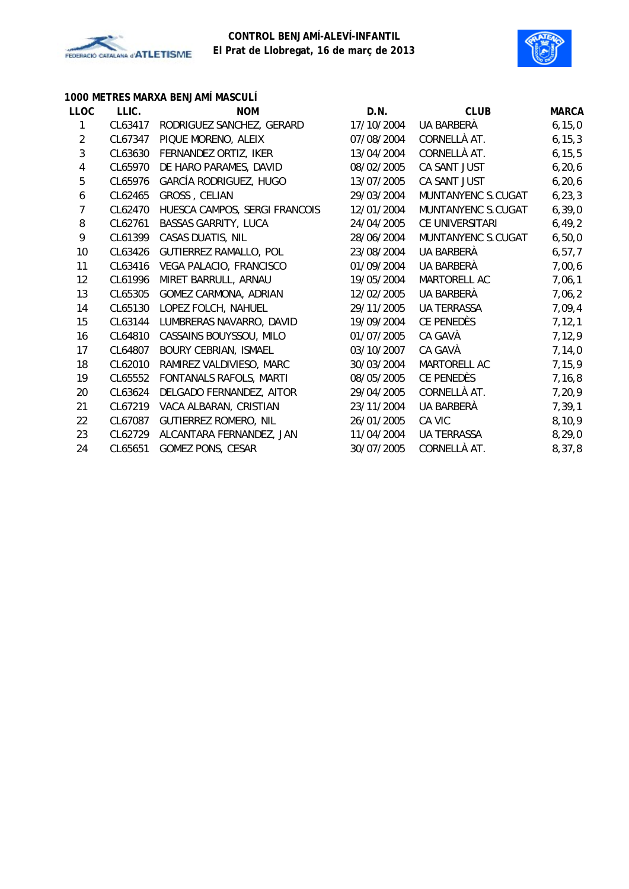**CONTROL BENJAMÍ-ALEVÍ-INFANTIL**
**El Prat de Llobregat, 16 de març de 2013**

### 1000 METRES MARXA BENJAMÍ MASCULÍ

| LLOC | LLIC. | NOM | D.N. | CLUB | MARCA |
|---|---|---|---|---|---|
| 1 | CL63417 | RODRIGUEZ SANCHEZ, GERARD | 17/10/2004 | UA BARBERÀ | 6,15,0 |
| 2 | CL67347 | PIQUE MORENO, ALEIX | 07/08/2004 | CORNELLÀ AT. | 6,15,3 |
| 3 | CL63630 | FERNANDEZ ORTIZ, IKER | 13/04/2004 | CORNELLÀ AT. | 6,15,5 |
| 4 | CL65970 | DE HARO PARAMES, DAVID | 08/02/2005 | CA SANT JUST | 6,20,6 |
| 5 | CL65976 | GARCÍA RODRIGUEZ, HUGO | 13/07/2005 | CA SANT JUST | 6,20,6 |
| 6 | CL62465 | GROSS , CELIAN | 29/03/2004 | MUNTANYENC S.CUGAT | 6,23,3 |
| 7 | CL62470 | HUESCA CAMPOS, SERGI FRANCOIS | 12/01/2004 | MUNTANYENC S.CUGAT | 6,39,0 |
| 8 | CL62761 | BASSAS GARRITY, LUCA | 24/04/2005 | CE UNIVERSITARI | 6,49,2 |
| 9 | CL61399 | CASAS DUATIS, NIL | 28/06/2004 | MUNTANYENC S.CUGAT | 6,50,0 |
| 10 | CL63426 | GUTIERREZ RAMALLO, POL | 23/08/2004 | UA BARBERÀ | 6,57,7 |
| 11 | CL63416 | VEGA PALACIO, FRANCISCO | 01/09/2004 | UA BARBERÀ | 7,00,6 |
| 12 | CL61996 | MIRET BARRULL, ARNAU | 19/05/2004 | MARTORELL AC | 7,06,1 |
| 13 | CL65305 | GOMEZ CARMONA, ADRIAN | 12/02/2005 | UA BARBERÀ | 7,06,2 |
| 14 | CL65130 | LOPEZ FOLCH, NAHUEL | 29/11/2005 | UA TERRASSA | 7,09,4 |
| 15 | CL63144 | LUMBRERAS NAVARRO, DAVID | 19/09/2004 | CE PENEDÈS | 7,12,1 |
| 16 | CL64810 | CASSAINS BOUYSSOU, MILO | 01/07/2005 | CA GAVÀ | 7,12,9 |
| 17 | CL64807 | BOURY CEBRIAN, ISMAEL | 03/10/2007 | CA GAVÀ | 7,14,0 |
| 18 | CL62010 | RAMIREZ VALDIVIESO, MARC | 30/03/2004 | MARTORELL AC | 7,15,9 |
| 19 | CL65552 | FONTANALS RAFOLS, MARTI | 08/05/2005 | CE PENEDÈS | 7,16,8 |
| 20 | CL63624 | DELGADO FERNANDEZ, AITOR | 29/04/2005 | CORNELLÀ AT. | 7,20,9 |
| 21 | CL67219 | VACA ALBARAN, CRISTIAN | 23/11/2004 | UA BARBERÀ | 7,39,1 |
| 22 | CL67087 | GUTIERREZ ROMERO, NIL | 26/01/2005 | CA VIC | 8,10,9 |
| 23 | CL62729 | ALCANTARA FERNANDEZ, JAN | 11/04/2004 | UA TERRASSA | 8,29,0 |
| 24 | CL65651 | GOMEZ PONS, CESAR | 30/07/2005 | CORNELLÀ AT. | 8,37,8 |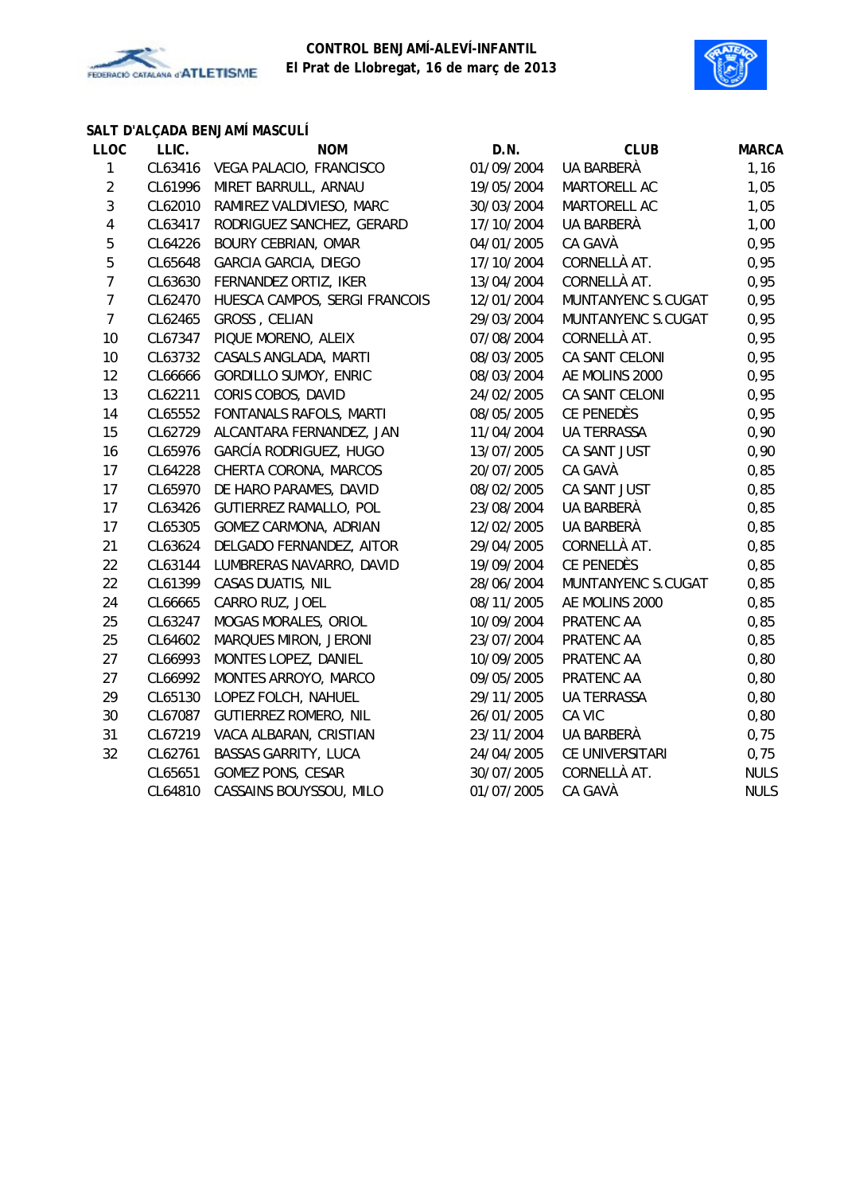**CONTROL BENJAMÍ-ALEVÍ-INFANTIL**
**El Prat de Llobregat, 16 de març de 2013**

### SALT D'ALÇADA BENJAMÍ MASCULÍ

| LLOC | LLIC. | NOM | D.N. | CLUB | MARCA |
|---|---|---|---|---|---|
| 1 | CL63416 | VEGA PALACIO, FRANCISCO | 01/09/2004 | UA BARBERÀ | 1,16 |
| 2 | CL61996 | MIRET BARRULL, ARNAU | 19/05/2004 | MARTORELL AC | 1,05 |
| 3 | CL62010 | RAMIREZ VALDIVIESO, MARC | 30/03/2004 | MARTORELL AC | 1,05 |
| 4 | CL63417 | RODRIGUEZ SANCHEZ, GERARD | 17/10/2004 | UA BARBERÀ | 1,00 |
| 5 | CL64226 | BOURY CEBRIAN, OMAR | 04/01/2005 | CA GAVÀ | 0,95 |
| 5 | CL65648 | GARCIA GARCIA, DIEGO | 17/10/2004 | CORNELLÀ AT. | 0,95 |
| 7 | CL63630 | FERNANDEZ ORTIZ, IKER | 13/04/2004 | CORNELLÀ AT. | 0,95 |
| 7 | CL62470 | HUESCA CAMPOS, SERGI FRANCOIS | 12/01/2004 | MUNTANYENC S.CUGAT | 0,95 |
| 7 | CL62465 | GROSS , CELIAN | 29/03/2004 | MUNTANYENC S.CUGAT | 0,95 |
| 10 | CL67347 | PIQUE MORENO, ALEIX | 07/08/2004 | CORNELLÀ AT. | 0,95 |
| 10 | CL63732 | CASALS ANGLADA, MARTI | 08/03/2005 | CA SANT CELONI | 0,95 |
| 12 | CL66666 | GORDILLO SUMOY, ENRIC | 08/03/2004 | AE MOLINS 2000 | 0,95 |
| 13 | CL62211 | CORIS COBOS, DAVID | 24/02/2005 | CA SANT CELONI | 0,95 |
| 14 | CL65552 | FONTANALS RAFOLS, MARTI | 08/05/2005 | CE PENEDÈS | 0,95 |
| 15 | CL62729 | ALCANTARA FERNANDEZ, JAN | 11/04/2004 | UA TERRASSA | 0,90 |
| 16 | CL65976 | GARCÍA RODRIGUEZ, HUGO | 13/07/2005 | CA SANT JUST | 0,90 |
| 17 | CL64228 | CHERTA CORONA, MARCOS | 20/07/2005 | CA GAVÀ | 0,85 |
| 17 | CL65970 | DE HARO PARAMES, DAVID | 08/02/2005 | CA SANT JUST | 0,85 |
| 17 | CL63426 | GUTIERREZ RAMALLO, POL | 23/08/2004 | UA BARBERÀ | 0,85 |
| 17 | CL65305 | GOMEZ CARMONA, ADRIAN | 12/02/2005 | UA BARBERÀ | 0,85 |
| 21 | CL63624 | DELGADO FERNANDEZ, AITOR | 29/04/2005 | CORNELLÀ AT. | 0,85 |
| 22 | CL63144 | LUMBRERAS NAVARRO, DAVID | 19/09/2004 | CE PENEDÈS | 0,85 |
| 22 | CL61399 | CASAS DUATIS, NIL | 28/06/2004 | MUNTANYENC S.CUGAT | 0,85 |
| 24 | CL66665 | CARRO RUZ, JOEL | 08/11/2005 | AE MOLINS 2000 | 0,85 |
| 25 | CL63247 | MOGAS MORALES, ORIOL | 10/09/2004 | PRATENC AA | 0,85 |
| 25 | CL64602 | MARQUES MIRON, JERONI | 23/07/2004 | PRATENC AA | 0,85 |
| 27 | CL66993 | MONTES LOPEZ, DANIEL | 10/09/2005 | PRATENC AA | 0,80 |
| 27 | CL66992 | MONTES ARROYO, MARCO | 09/05/2005 | PRATENC AA | 0,80 |
| 29 | CL65130 | LOPEZ FOLCH, NAHUEL | 29/11/2005 | UA TERRASSA | 0,80 |
| 30 | CL67087 | GUTIERREZ ROMERO, NIL | 26/01/2005 | CA VIC | 0,80 |
| 31 | CL67219 | VACA ALBARAN, CRISTIAN | 23/11/2004 | UA BARBERÀ | 0,75 |
| 32 | CL62761 | BASSAS GARRITY, LUCA | 24/04/2005 | CE UNIVERSITARI | 0,75 |
| | CL65651 | GOMEZ PONS, CESAR | 30/07/2005 | CORNELLÀ AT. | NULS |
| | CL64810 | CASSAINS BOUYSSOU, MILO | 01/07/2005 | CA GAVÀ | NULS |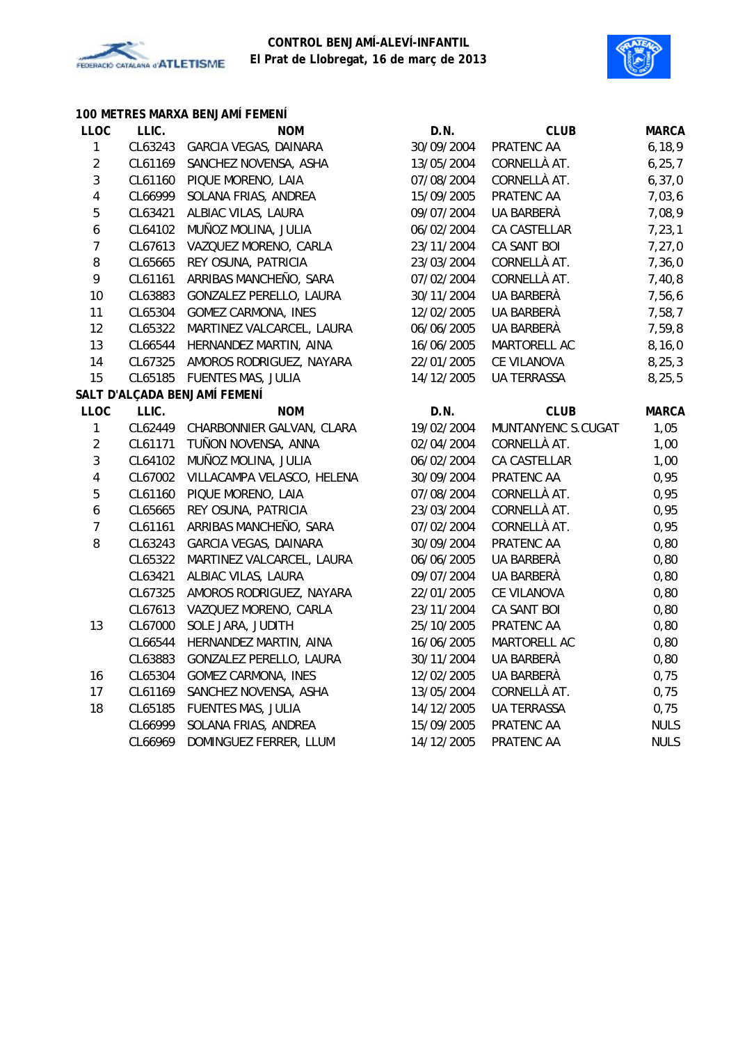**CONTROL BENJAMÍ-ALEVÍ-INFANTIL**
**El Prat de Llobregat, 16 de març de 2013**

### 100 METRES MARXA BENJAMÍ FEMENÍ

| LLOC | LLIC. | NOM | D.N. | CLUB | MARCA |
|---|---|---|---|---|---|
| 1 | CL63243 | GARCIA VEGAS, DAINARA | 30/09/2004 | PRATENC AA | 6,18,9 |
| 2 | CL61169 | SANCHEZ NOVENSA, ASHA | 13/05/2004 | CORNELLÀ AT. | 6,25,7 |
| 3 | CL61160 | PIQUE MORENO, LAIA | 07/08/2004 | CORNELLÀ AT. | 6,37,0 |
| 4 | CL66999 | SOLANA FRIAS, ANDREA | 15/09/2005 | PRATENC AA | 7,03,6 |
| 5 | CL63421 | ALBIAC VILAS, LAURA | 09/07/2004 | UA BARBERÀ | 7,08,9 |
| 6 | CL64102 | MUÑOZ MOLINA, JULIA | 06/02/2004 | CA CASTELLAR | 7,23,1 |
| 7 | CL67613 | VAZQUEZ MORENO, CARLA | 23/11/2004 | CA SANT BOI | 7,27,0 |
| 8 | CL65665 | REY OSUNA, PATRICIA | 23/03/2004 | CORNELLÀ AT. | 7,36,0 |
| 9 | CL61161 | ARRIBAS MANCHEÑO, SARA | 07/02/2004 | CORNELLÀ AT. | 7,40,8 |
| 10 | CL63883 | GONZALEZ PERELLO, LAURA | 30/11/2004 | UA BARBERÀ | 7,56,6 |
| 11 | CL65304 | GOMEZ CARMONA, INES | 12/02/2005 | UA BARBERÀ | 7,58,7 |
| 12 | CL65322 | MARTINEZ VALCARCEL, LAURA | 06/06/2005 | UA BARBERÀ | 7,59,8 |
| 13 | CL66544 | HERNANDEZ MARTIN, AINA | 16/06/2005 | MARTORELL AC | 8,16,0 |
| 14 | CL67325 | AMOROS RODRIGUEZ, NAYARA | 22/01/2005 | CE VILANOVA | 8,25,3 |
| 15 | CL65185 | FUENTES MAS, JULIA | 14/12/2005 | UA TERRASSA | 8,25,5 |

### SALT D'ALÇADA BENJAMÍ FEMENÍ

| LLOC | LLIC. | NOM | D.N. | CLUB | MARCA |
|---|---|---|---|---|---|
| 1 | CL62449 | CHARBONNIER GALVAN, CLARA | 19/02/2004 | MUNTANYENC S.CUGAT | 1,05 |
| 2 | CL61171 | TUÑON NOVENSA, ANNA | 02/04/2004 | CORNELLÀ AT. | 1,00 |
| 3 | CL64102 | MUÑOZ MOLINA, JULIA | 06/02/2004 | CA CASTELLAR | 1,00 |
| 4 | CL67002 | VILLACAMPA VELASCO, HELENA | 30/09/2004 | PRATENC AA | 0,95 |
| 5 | CL61160 | PIQUE MORENO, LAIA | 07/08/2004 | CORNELLÀ AT. | 0,95 |
| 6 | CL65665 | REY OSUNA, PATRICIA | 23/03/2004 | CORNELLÀ AT. | 0,95 |
| 7 | CL61161 | ARRIBAS MANCHEÑO, SARA | 07/02/2004 | CORNELLÀ AT. | 0,95 |
| 8 | CL63243 | GARCIA VEGAS, DAINARA | 30/09/2004 | PRATENC AA | 0,80 |
|  | CL65322 | MARTINEZ VALCARCEL, LAURA | 06/06/2005 | UA BARBERÀ | 0,80 |
|  | CL63421 | ALBIAC VILAS, LAURA | 09/07/2004 | UA BARBERÀ | 0,80 |
|  | CL67325 | AMOROS RODRIGUEZ, NAYARA | 22/01/2005 | CE VILANOVA | 0,80 |
|  | CL67613 | VAZQUEZ MORENO, CARLA | 23/11/2004 | CA SANT BOI | 0,80 |
| 13 | CL67000 | SOLE JARA, JUDITH | 25/10/2005 | PRATENC AA | 0,80 |
|  | CL66544 | HERNANDEZ MARTIN, AINA | 16/06/2005 | MARTORELL AC | 0,80 |
|  | CL63883 | GONZALEZ PERELLO, LAURA | 30/11/2004 | UA BARBERÀ | 0,80 |
| 16 | CL65304 | GOMEZ CARMONA, INES | 12/02/2005 | UA BARBERÀ | 0,75 |
| 17 | CL61169 | SANCHEZ NOVENSA, ASHA | 13/05/2004 | CORNELLÀ AT. | 0,75 |
| 18 | CL65185 | FUENTES MAS, JULIA | 14/12/2005 | UA TERRASSA | 0,75 |
|  | CL66999 | SOLANA FRIAS, ANDREA | 15/09/2005 | PRATENC AA | NULS |
|  | CL66969 | DOMINGUEZ FERRER, LLUM | 14/12/2005 | PRATENC AA | NULS |